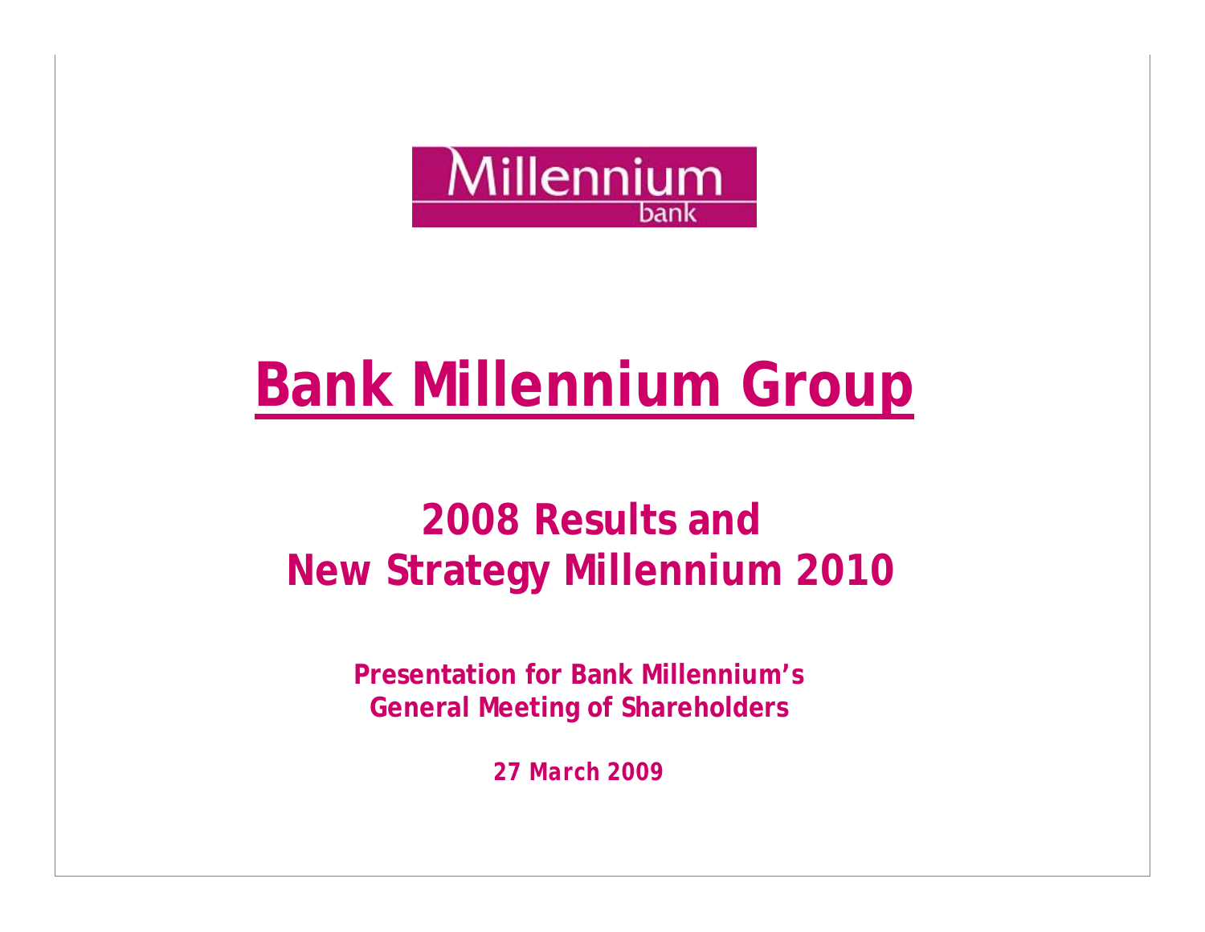Millennium bank

# Bank Millennium Group

## 2008 Results and New Strategy Millennium 2010

**Presentation for Bank Millennium's General Meeting of Shareholders**

***27 March 2009***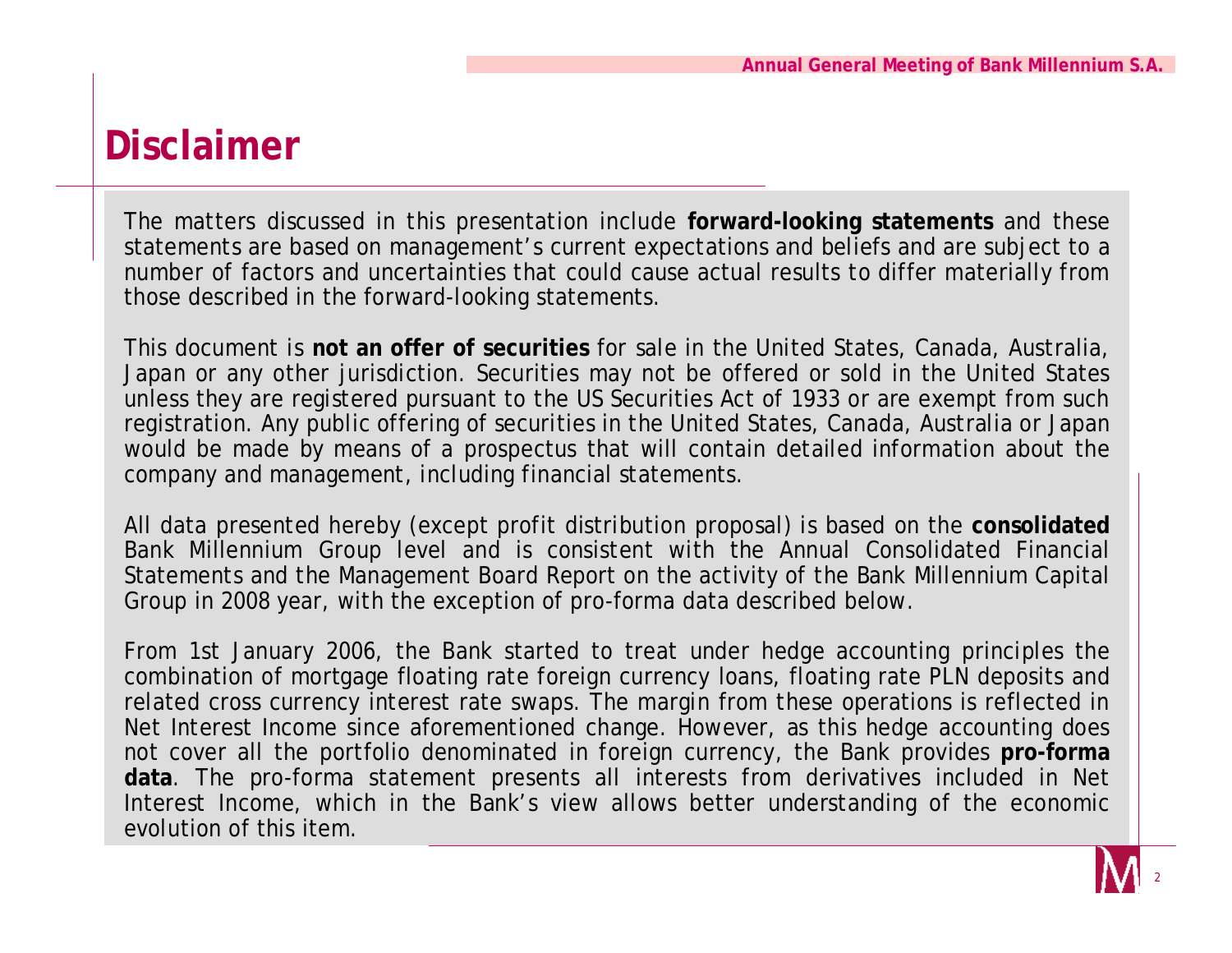# Disclaimer

The matters discussed in this presentation include **forward-looking statements** and these statements are based on management's current expectations and beliefs and are subject to a number of factors and uncertainties that could cause actual results to differ materially from those described in the forward-looking statements.

This document is **not an offer of securities** for sale in the United States, Canada, Australia, Japan or any other jurisdiction. Securities may not be offered or sold in the United States unless they are registered pursuant to the US Securities Act of 1933 or are exempt from such registration. Any public offering of securities in the United States, Canada, Australia or Japan would be made by means of a prospectus that will contain detailed information about the company and management, including financial statements.

All data presented hereby (except profit distribution proposal) is based on the **consolidated** Bank Millennium Group level and is consistent with the Annual Consolidated Financial Statements and the Management Board Report on the activity of the Bank Millennium Capital Group in 2008 year, with the exception of pro-forma data described below.

From 1st January 2006, the Bank started to treat under hedge accounting principles the combination of mortgage floating rate foreign currency loans, floating rate PLN deposits and related cross currency interest rate swaps. The margin from these operations is reflected in Net Interest Income since aforementioned change. However, as this hedge accounting does not cover all the portfolio denominated in foreign currency, the Bank provides **pro-forma data**. The pro-forma statement presents all interests from derivatives included in Net Interest Income, which in the Bank's view allows better understanding of the economic evolution of this item.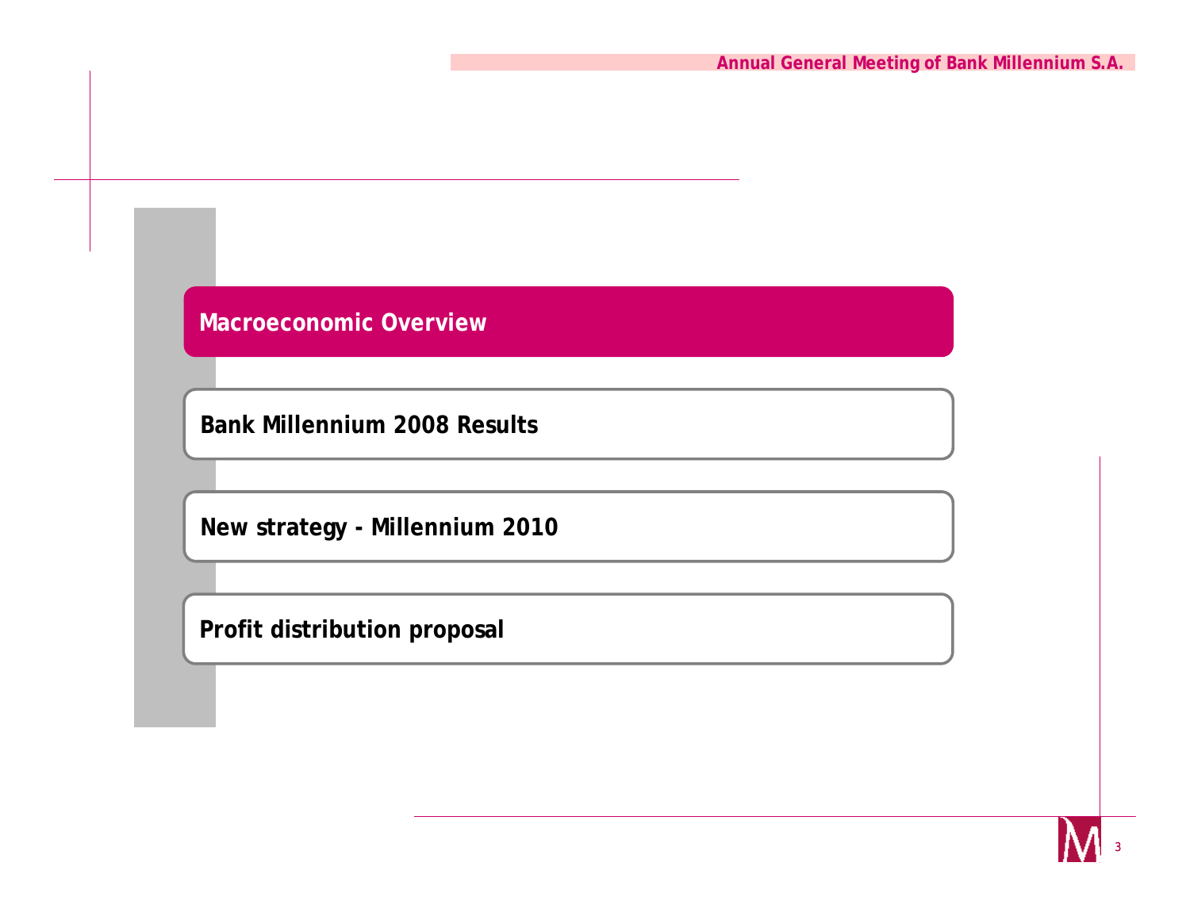**Macroeconomic Overview**

**Bank Millennium 2008 Results**

**New strategy - Millennium 2010**

**Profit distribution proposal**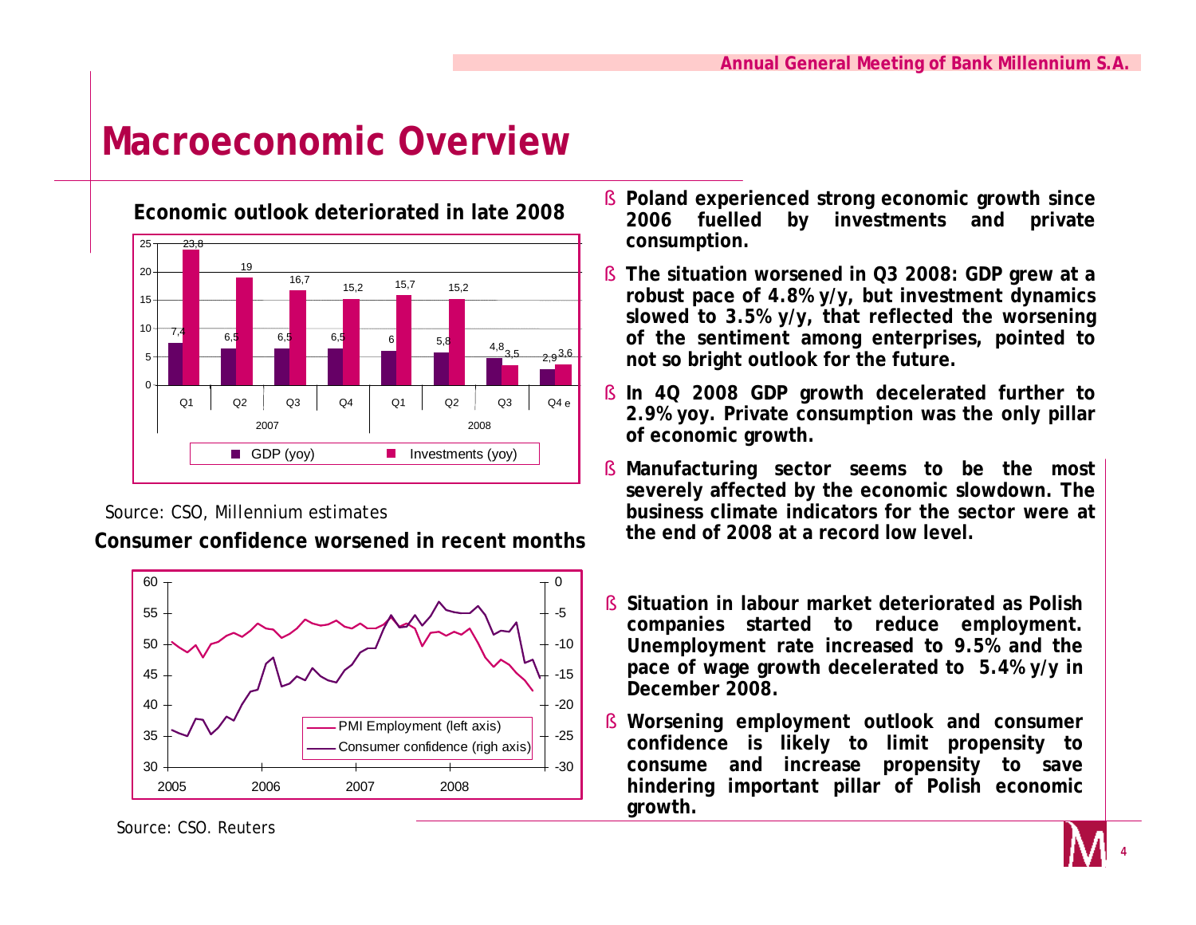# Macroeconomic Overview

**Economic outlook deteriorated in late 2008**

| | 2007 Q1 | 2007 Q2 | 2007 Q3 | 2007 Q4 | 2008 Q1 | 2008 Q2 | 2008 Q3 | 2008 Q4 e |
|---|---|---|---|---|---|---|---|---|
| GDP (yoy) | 7,4 | 6,5 | 6,5 | 6,5 | 6 | 5,8 | 4,8 | 2,9 |
| Investments (yoy) | 23,8 | 19 | 16,7 | 15,2 | 15,7 | 15,2 | 3,5 | 3,6 |

Source: CSO, Millennium estimates

**Consumer confidence worsened in recent months**

Chart: PMI Employment (left axis), Consumer confidence (righ axis), 2005–2008

Source: CSO. Reuters

- **Poland experienced strong economic growth since 2006 fuelled by investments and private consumption.**
- **The situation worsened in Q3 2008: GDP grew at a robust pace of 4.8% y/y, but investment dynamics slowed to 3.5% y/y, that reflected the worsening of the sentiment among enterprises, pointed to not so bright outlook for the future.**
- **In 4Q 2008 GDP growth decelerated further to 2.9% yoy. Private consumption was the only pillar of economic growth.**
- **Manufacturing sector seems to be the most severely affected by the economic slowdown. The business climate indicators for the sector were at the end of 2008 at a record low level.**
- **Situation in labour market deteriorated as Polish companies started to reduce employment. Unemployment rate increased to 9.5% and the pace of wage growth decelerated to 5.4% y/y in December 2008.**
- **Worsening employment outlook and consumer confidence is likely to limit propensity to consume and increase propensity to save hindering important pillar of Polish economic growth.**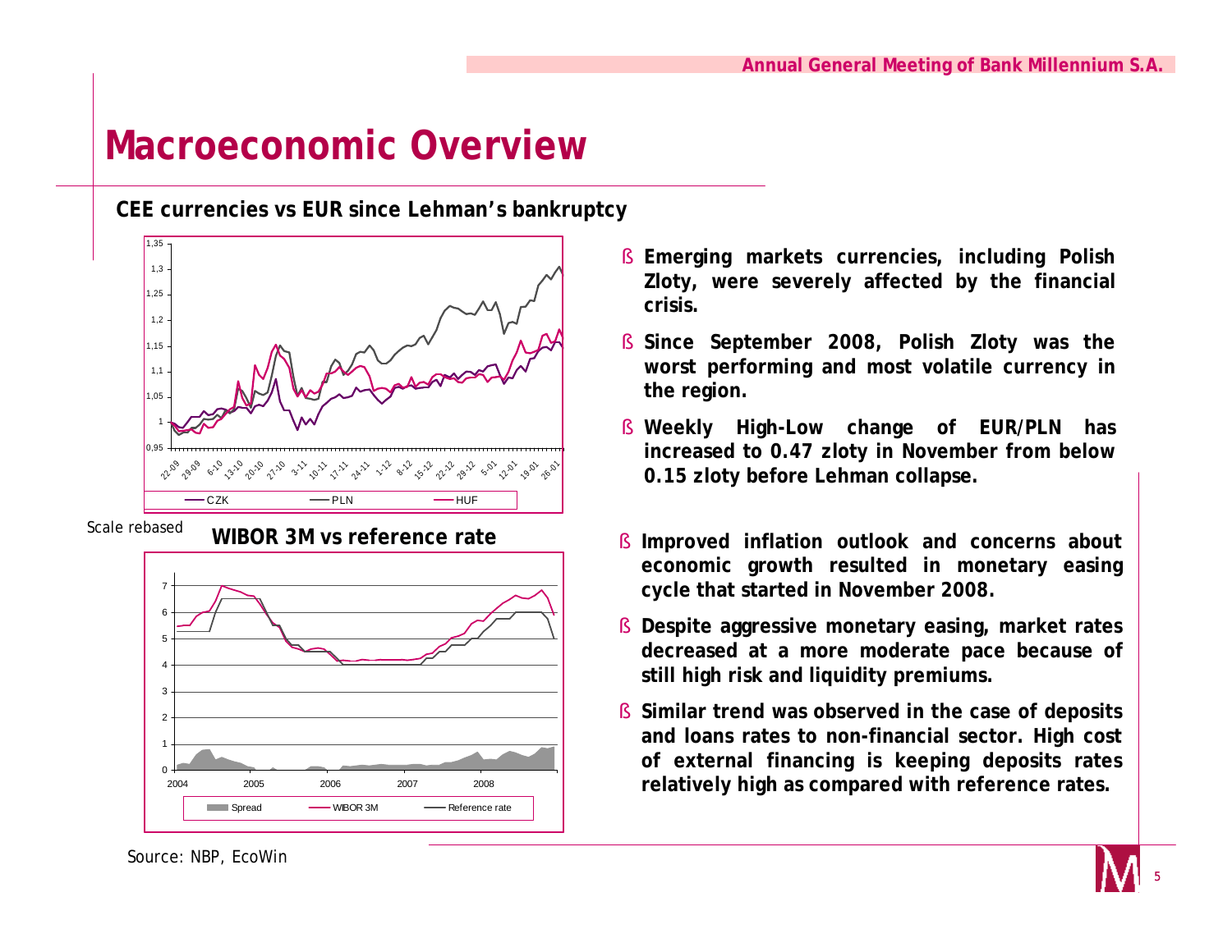# Macroeconomic Overview

**CEE currencies vs EUR since Lehman's bankruptcy**

Scale rebased

**WIBOR 3M vs reference rate**

Source: NBP, EcoWin

- **Emerging markets currencies, including Polish Zloty, were severely affected by the financial crisis.**
- **Since September 2008, Polish Zloty was the worst performing and most volatile currency in the region.**
- **Weekly High-Low change of EUR/PLN has increased to 0.47 zloty in November from below 0.15 zloty before Lehman collapse.**

- **Improved inflation outlook and concerns about economic growth resulted in monetary easing cycle that started in November 2008.**
- **Despite aggressive monetary easing, market rates decreased at a more moderate pace because of still high risk and liquidity premiums.**
- **Similar trend was observed in the case of deposits and loans rates to non-financial sector. High cost of external financing is keeping deposits rates relatively high as compared with reference rates.**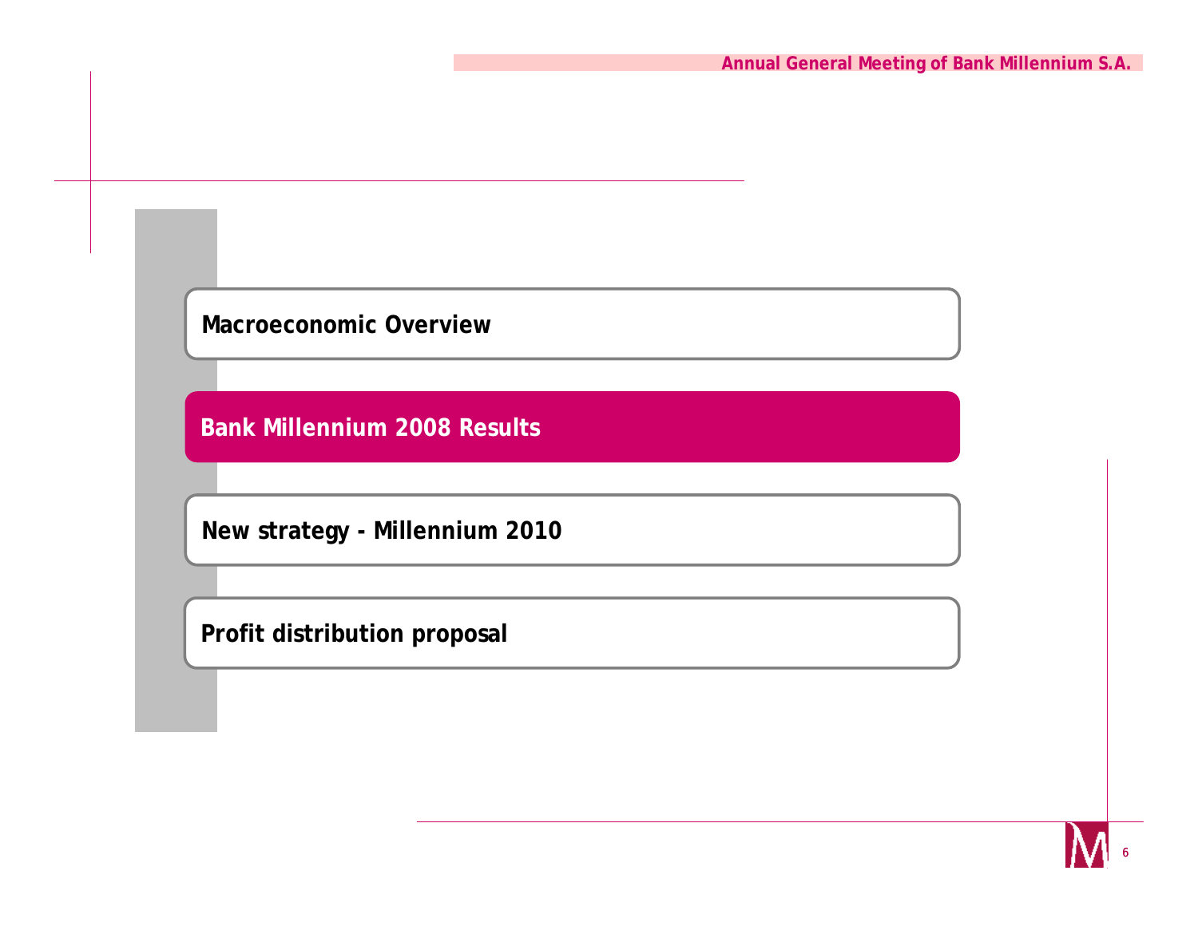- Macroeconomic Overview
- **Bank Millennium 2008 Results**
- New strategy - Millennium 2010
- Profit distribution proposal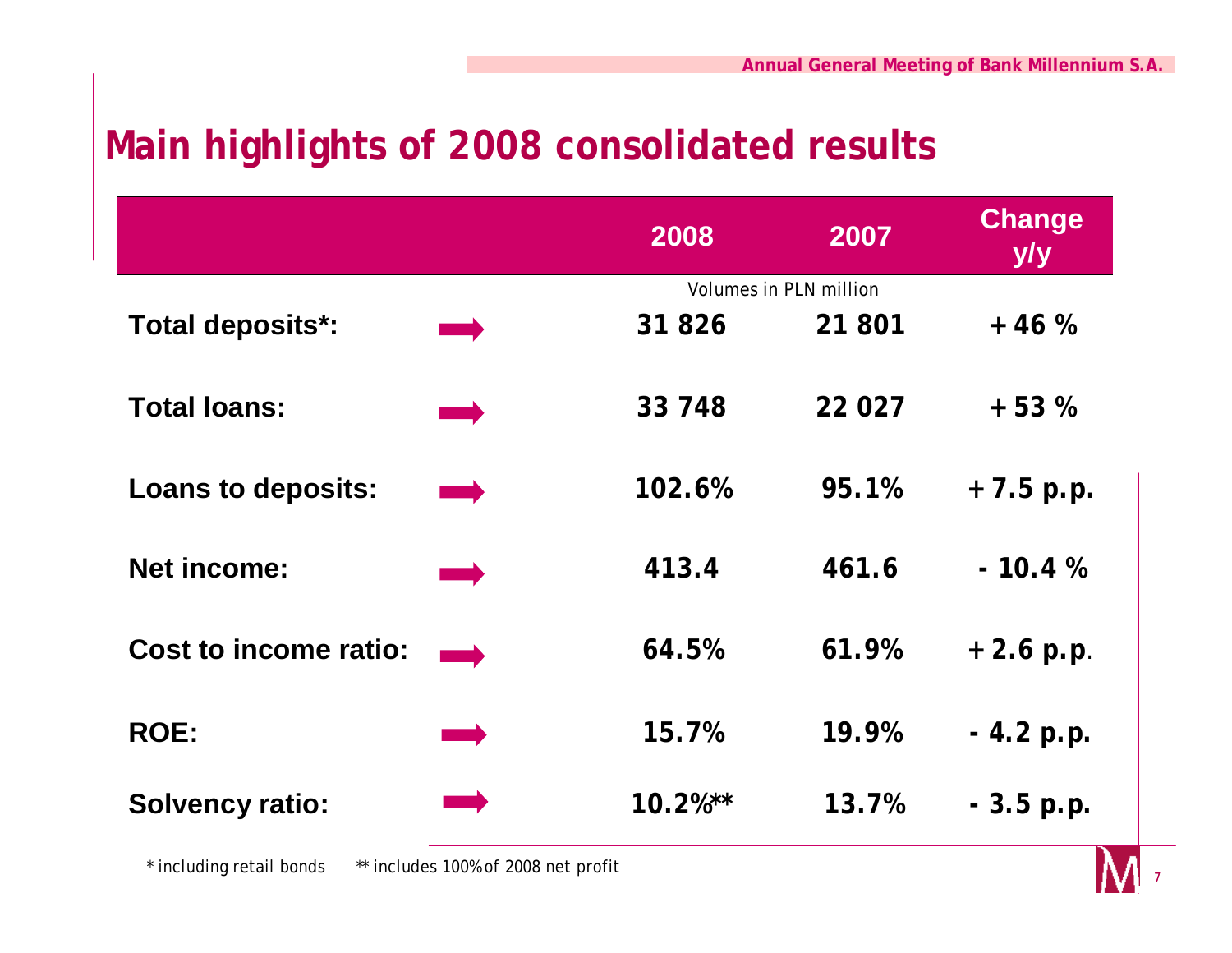# Main highlights of 2008 consolidated results

| | 2008 | 2007 | Change y/y |
|---|---|---|---|
| | Volumes in PLN million | | |
| **Total deposits*:** | **31 826** | **21 801** | **+ 46 %** |
| **Total loans:** | **33 748** | **22 027** | **+ 53 %** |
| **Loans to deposits:** | **102.6%** | **95.1%** | **+ 7.5 p.p.** |
| **Net income:** | **413.4** | **461.6** | **- 10.4 %** |
| **Cost to income ratio:** | **64.5%** | **61.9%** | **+ 2.6 p.p.** |
| **ROE:** | **15.7%** | **19.9%** | **- 4.2 p.p.** |
| **Solvency ratio:** | **10.2%\*\*** | **13.7%** | **- 3.5 p.p.** |

\* including retail bonds    \*\* includes 100% of 2008 net profit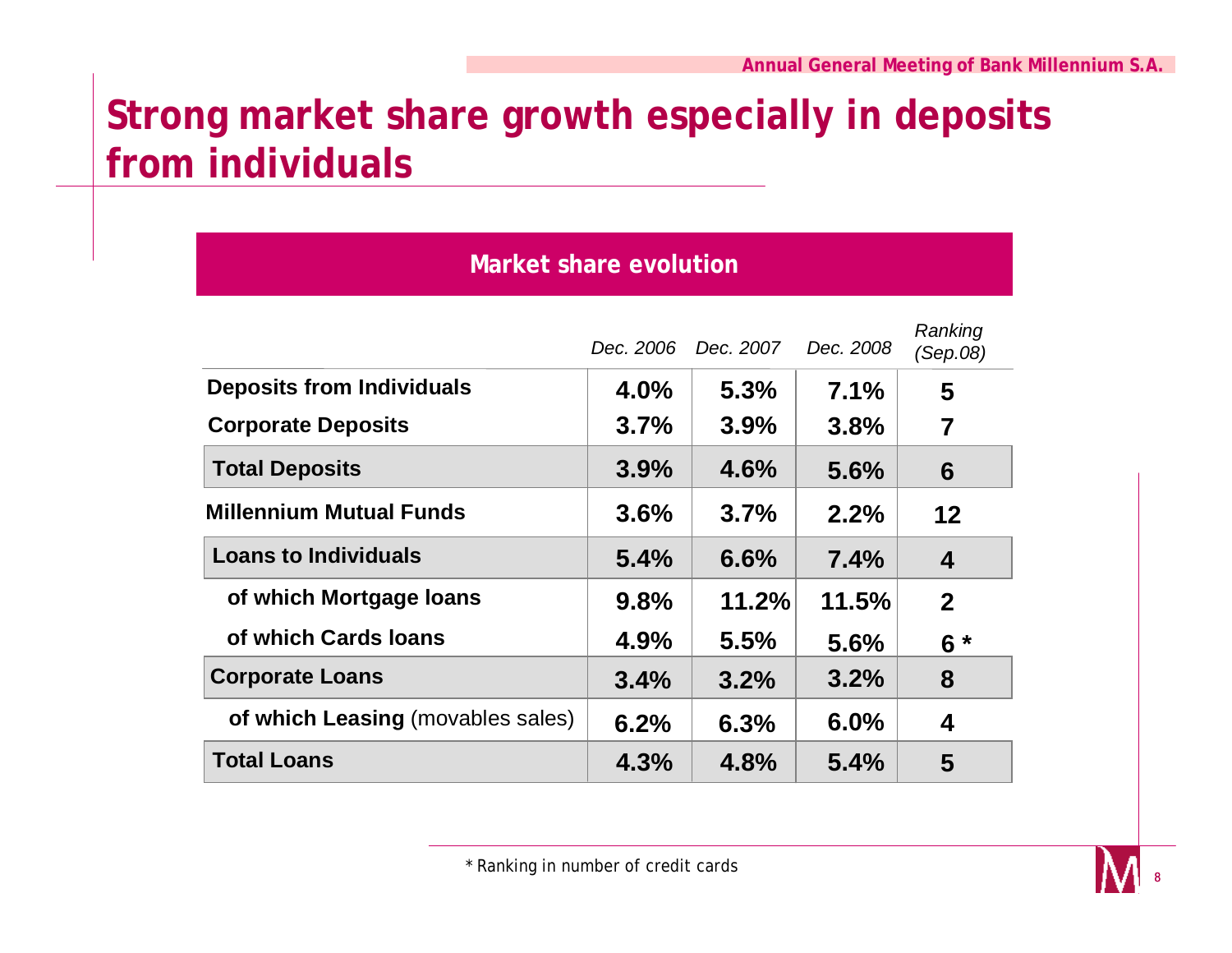# Strong market share growth especially in deposits from individuals

## Market share evolution

| | *Dec. 2006* | *Dec. 2007* | *Dec. 2008* | *Ranking (Sep.08)* |
|---|---|---|---|---|
| **Deposits from Individuals** | **4.0%** | **5.3%** | **7.1%** | **5** |
| **Corporate Deposits** | **3.7%** | **3.9%** | **3.8%** | **7** |
| **Total Deposits** | **3.9%** | **4.6%** | **5.6%** | **6** |
| **Millennium Mutual Funds** | **3.6%** | **3.7%** | **2.2%** | **12** |
| **Loans to Individuals** | **5.4%** | **6.6%** | **7.4%** | **4** |
| **of which Mortgage loans** | **9.8%** | **11.2%** | **11.5%** | **2** |
| **of which Cards loans** | **4.9%** | **5.5%** | **5.6%** | **6 *** |
| **Corporate Loans** | **3.4%** | **3.2%** | **3.2%** | **8** |
| **of which Leasing** (movables sales) | **6.2%** | **6.3%** | **6.0%** | **4** |
| **Total Loans** | **4.3%** | **4.8%** | **5.4%** | **5** |

* Ranking in number of credit cards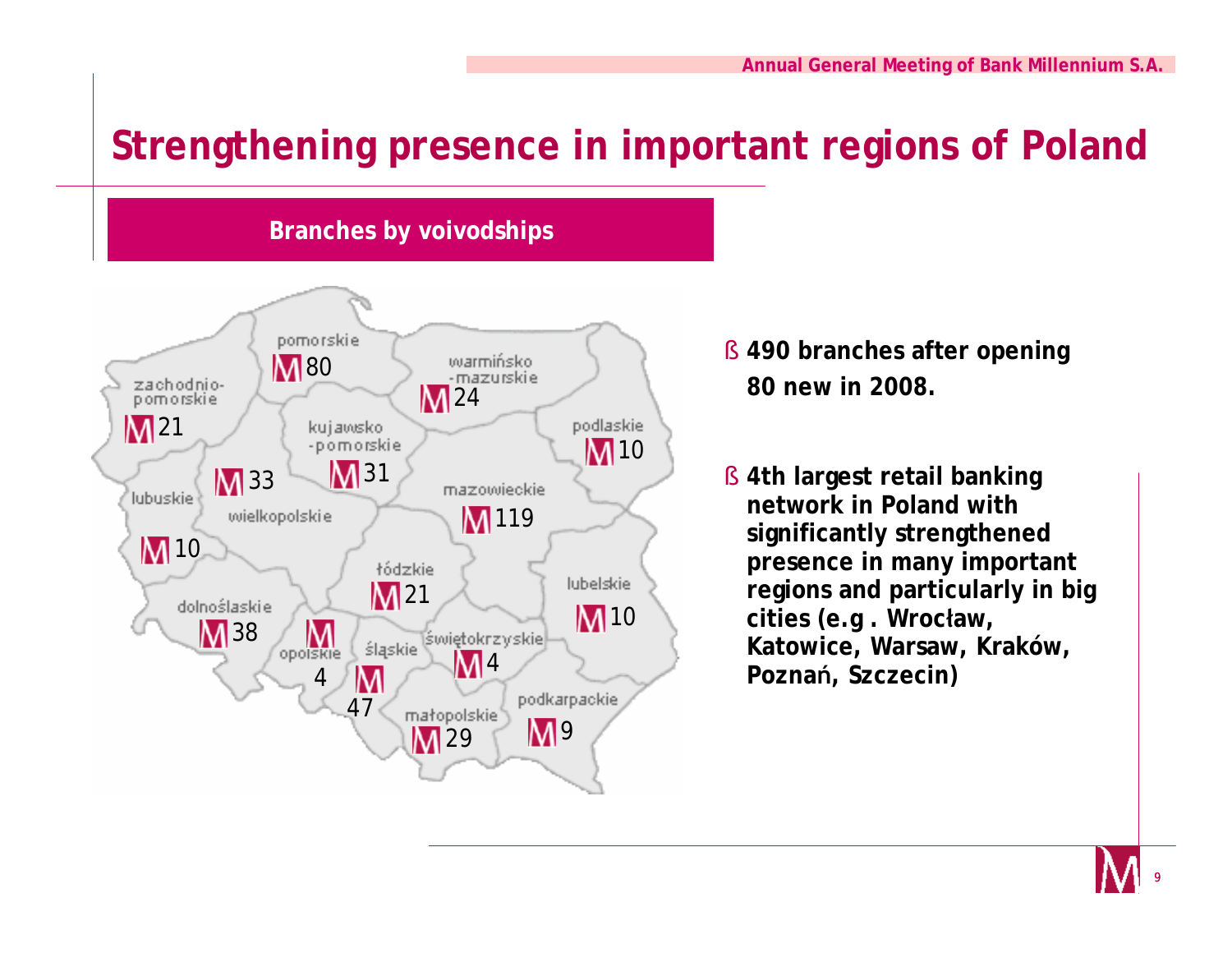# Strengthening presence in important regions of Poland

**Branches by voivodships**

| Voivodship | Branches |
|---|---|
| pomorskie | 80 |
| warmińsko-mazurskie | 24 |
| zachodnio-pomorskie | 21 |
| kujawsko-pomorskie | 31 |
| podlaskie | 10 |
| wielkopolskie | 33 |
| lubuskie | 10 |
| mazowieckie | 119 |
| łódzkie | 21 |
| lubelskie | 10 |
| dolnośląskie | 38 |
| opolskie | 4 |
| śląskie | 47 |
| świętokrzyskie | 4 |
| małopolskie | 29 |
| podkarpackie | 9 |

- **490 branches after opening 80 new in 2008.**
- **4th largest retail banking network in Poland with significantly strengthened presence in many important regions and particularly in big cities (e.g . Wrocław, Katowice, Warsaw, Kraków, Poznań, Szczecin)**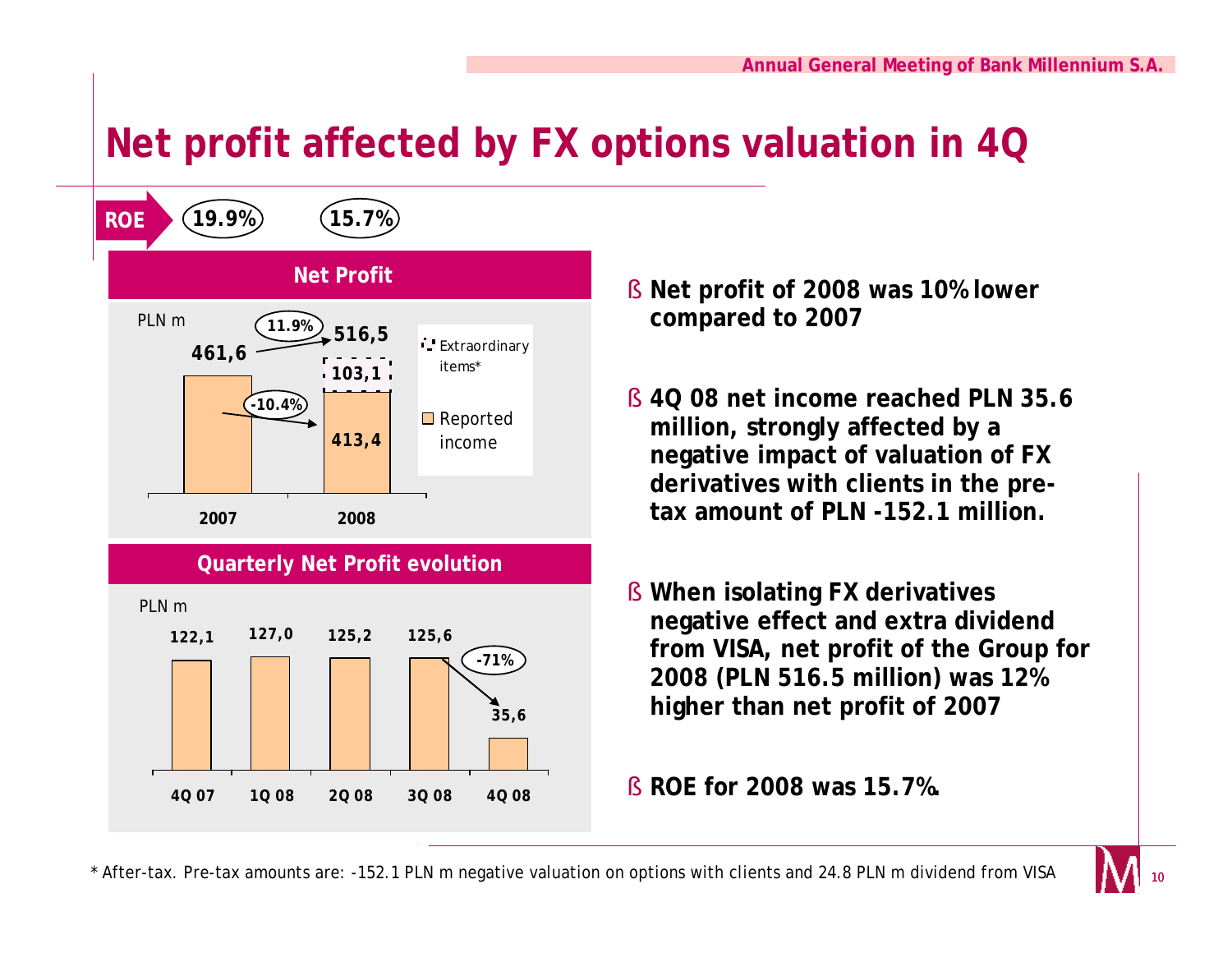# Net profit affected by FX options valuation in 4Q

**ROE** 19.9% 15.7%

## Net Profit

PLN m

| | 2007 | 2008 |
|---|---|---|
| Reported income | 461,6 | 413,4 |
| Extraordinary items* | | 103,1 |
| Total | 461,6 | 516,5 |

11.9%
-10.4%

## Quarterly Net Profit evolution

PLN m

| 4Q 07 | 1Q 08 | 2Q 08 | 3Q 08 | 4Q 08 |
|---|---|---|---|---|
| 122,1 | 127,0 | 125,2 | 125,6 | 35,6 |

-71%

- **Net profit of 2008 was 10% lower compared to 2007**
- **4Q 08 net income reached PLN 35.6 million, strongly affected by a negative impact of valuation of FX derivatives with clients in the pre-tax amount of PLN -152.1 million.**
- **When isolating FX derivatives negative effect and extra dividend from VISA, net profit of the Group for 2008 (PLN 516.5 million) was 12% higher than net profit of 2007**
- **ROE for 2008 was 15.7%.**

\* After-tax. Pre-tax amounts are: -152.1 PLN m negative valuation on options with clients and 24.8 PLN m dividend from VISA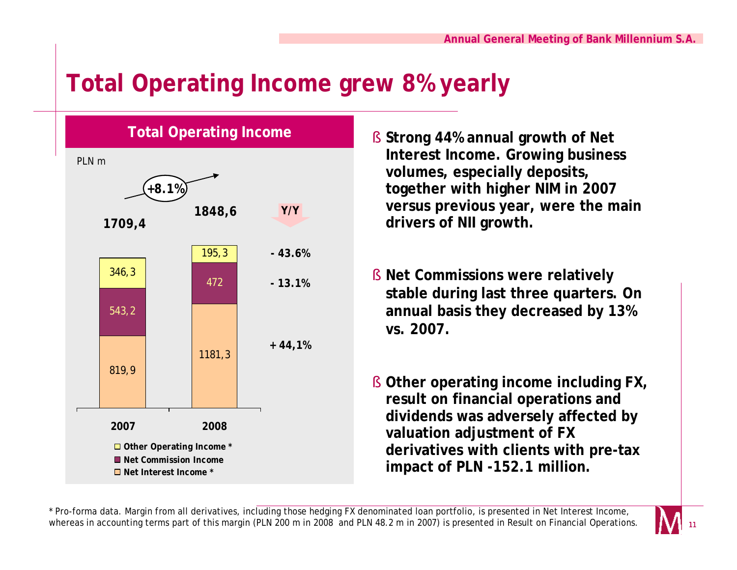# Total Operating Income grew 8% yearly

## Total Operating Income

PLN m

| | 2007 | 2008 | Y/Y |
|---|---|---|---|
| Other Operating Income * | 346,3 | 195,3 | - 43.6% |
| Net Commission Income | 543,2 | 472 | - 13.1% |
| Net Interest Income * | 819,9 | 1181,3 | + 44,1% |
| Total | 1709,4 | 1848,6 | +8.1% |

- Strong 44% annual growth of Net Interest Income. Growing business volumes, especially deposits, together with higher NIM in 2007 versus previous year, were the main drivers of NII growth.
- Net Commissions were relatively stable during last three quarters. On annual basis they decreased by 13% vs. 2007.
- Other operating income including FX, result on financial operations and dividends was adversely affected by valuation adjustment of FX derivatives with clients with pre-tax impact of PLN -152.1 million.

* Pro-forma data. Margin from all derivatives, including those hedging FX denominated loan portfolio, is presented in Net Interest Income, whereas in accounting terms part of this margin (PLN 200 m in 2008 and PLN 48.2 m in 2007) is presented in Result on Financial Operations.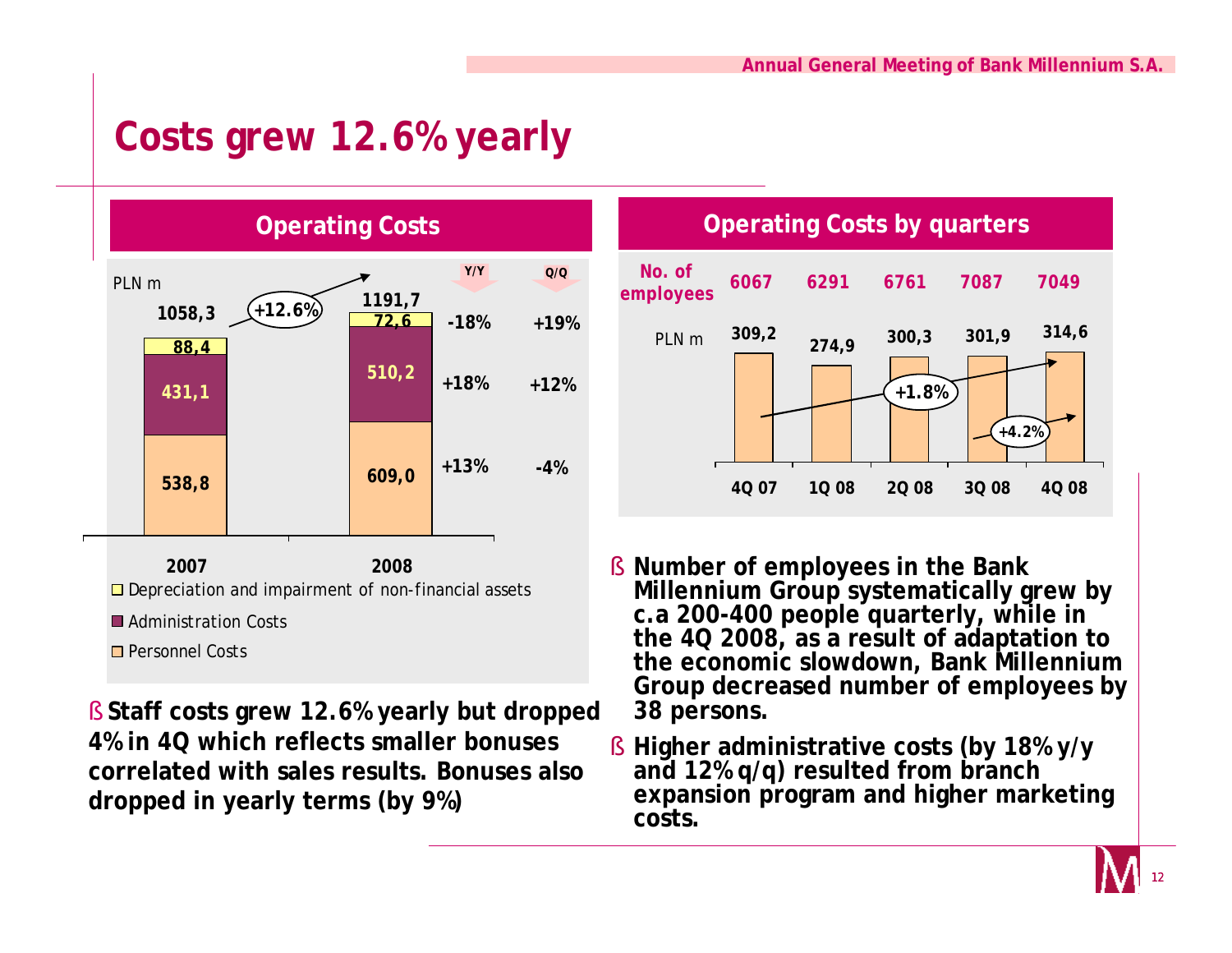# Costs grew 12.6% yearly

## Operating Costs

PLN m

| | 2007 | 2008 | Y/Y | Q/Q |
|---|---|---|---|---|
| Depreciation and impairment of non-financial assets | 88,4 | 72,6 | -18% | +19% |
| Administration Costs | 431,1 | 510,2 | +18% | +12% |
| Personnel Costs | 538,8 | 609,0 | +13% | -4% |
| Total | 1058,3 | 1191,7 | +12.6% | |

- Staff costs grew 12.6% yearly but dropped 4% in 4Q which reflects smaller bonuses correlated with sales results. Bonuses also dropped in yearly terms (by 9%)

## Operating Costs by quarters

| | 4Q 07 | 1Q 08 | 2Q 08 | 3Q 08 | 4Q 08 |
|---|---|---|---|---|---|
| No. of employees | 6067 | 6291 | 6761 | 7087 | 7049 |
| PLN m | 309,2 | 274,9 | 300,3 | 301,9 | 314,6 |

+1.8% (4Q 07 – 4Q 08); +4.2% (3Q 08 – 4Q 08)

- **Number of employees in the Bank Millennium Group systematically grew by c.a 200-400 people quarterly, while in the 4Q 2008, as a result of adaptation to the economic slowdown, Bank Millennium Group decreased number of employees by 38 persons.**
- **Higher administrative costs (by 18% y/y and 12% q/q) resulted from branch expansion program and higher marketing costs.**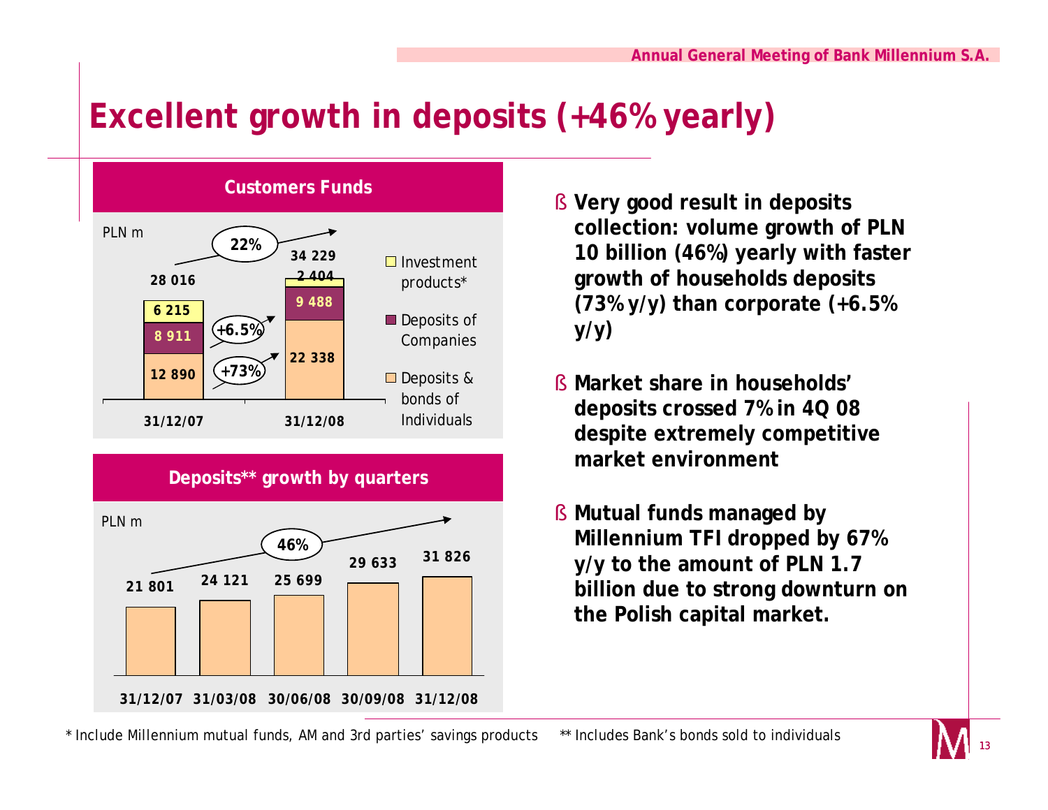# Excellent growth in deposits (+46% yearly)

## Customers Funds

PLN m

| | 31/12/07 | 31/12/08 |
|---|---|---|
| Investment products* | 6 215 | 2 404 |
| Deposits of Companies | 8 911 | 9 488 |
| Deposits & bonds of Individuals | 12 890 | 22 338 |
| Total | 28 016 | 34 229 |

Growth: total 22%; Deposits of Companies +6.5%; Deposits & bonds of Individuals +73%

## Deposits** growth by quarters

PLN m

| 31/12/07 | 31/03/08 | 30/06/08 | 30/09/08 | 31/12/08 |
|---|---|---|---|---|
| 21 801 | 24 121 | 25 699 | 29 633 | 31 826 |

Growth: 46%

- **Very good result in deposits collection: volume growth of PLN 10 billion (46%) yearly with faster growth of households deposits (73% y/y) than corporate (+6.5% y/y)**
- **Market share in households' deposits crossed 7% in 4Q 08 despite extremely competitive market environment**
- **Mutual funds managed by Millennium TFI dropped by 67% y/y to the amount of PLN 1.7 billion due to strong downturn on the Polish capital market.**

* Include Millennium mutual funds, AM and 3rd parties' savings products

** Includes Bank's bonds sold to individuals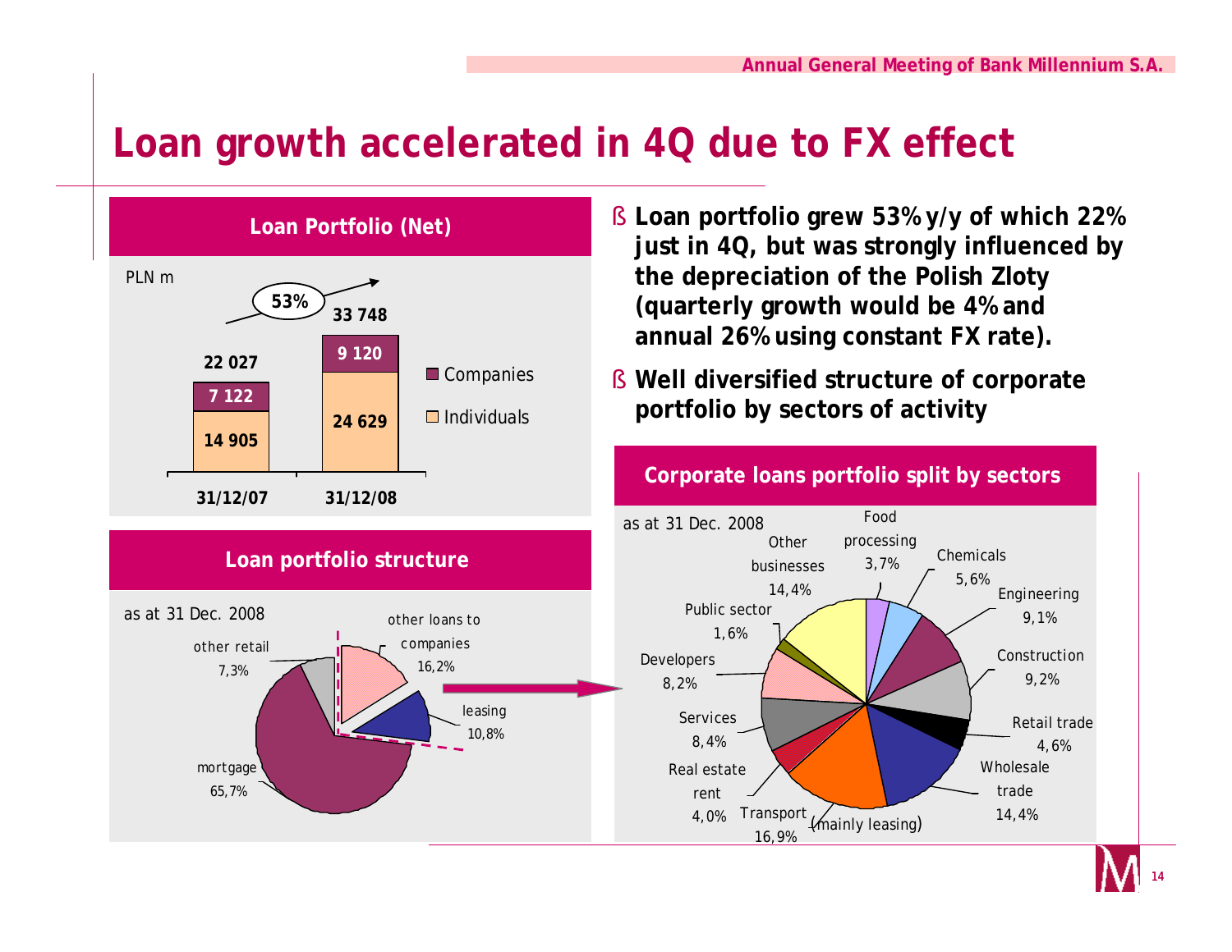# Loan growth accelerated in 4Q due to FX effect

## Loan Portfolio (Net)

PLN m

| | 31/12/07 | 31/12/08 |
|---|---|---|
| Companies | 7 122 | 9 120 |
| Individuals | 14 905 | 24 629 |
| Total | 22 027 | 33 748 |

53%

## Loan portfolio structure

as at 31 Dec. 2008

| Segment | Share |
|---|---|
| mortgage | 65,7% |
| other retail | 7,3% |
| other loans to companies | 16,2% |
| leasing | 10,8% |

- **Loan portfolio grew 53% y/y of which 22% just in 4Q, but was strongly influenced by the depreciation of the Polish Zloty (quarterly growth would be 4% and annual 26% using constant FX rate).**
- **Well diversified structure of corporate portfolio by sectors of activity**

## Corporate loans portfolio split by sectors

as at 31 Dec. 2008

| Sector | Share |
|---|---|
| Food processing | 3,7% |
| Chemicals | 5,6% |
| Engineering | 9,1% |
| Construction | 9,2% |
| Retail trade | 4,6% |
| Wholesale trade | 14,4% |
| Transport (mainly leasing) | 16,9% |
| Real estate rent | 4,0% |
| Services | 8,4% |
| Developers | 8,2% |
| Public sector | 1,6% |
| Other businesses | 14,4% |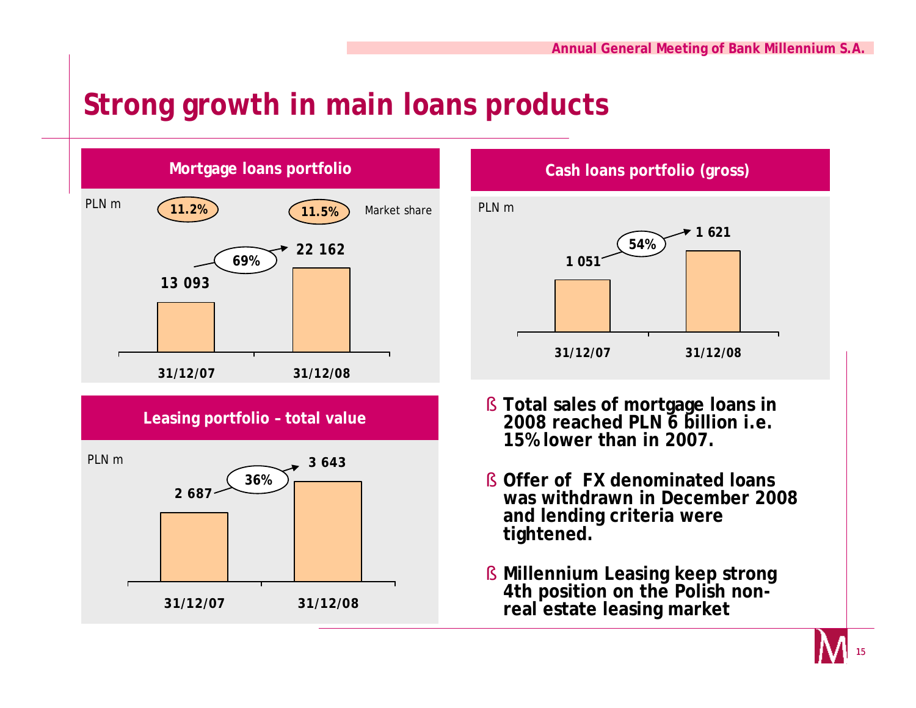# Strong growth in main loans products

## Mortgage loans portfolio

PLN m

| | 31/12/07 | 31/12/08 |
|---|---|---|
| Mortgage loans portfolio | 13 093 | 22 162 |
| Market share | 11.2% | 11.5% |

Growth: 69%

## Cash loans portfolio (gross)

PLN m

| | 31/12/07 | 31/12/08 |
|---|---|---|
| Cash loans portfolio (gross) | 1 051 | 1 621 |

Growth: 54%

## Leasing portfolio – total value

PLN m

| | 31/12/07 | 31/12/08 |
|---|---|---|
| Leasing portfolio – total value | 2 687 | 3 643 |

Growth: 36%

- **Total sales of mortgage loans in 2008 reached PLN 6 billion i.e. 15% lower than in 2007.**
- **Offer of FX denominated loans was withdrawn in December 2008 and lending criteria were tightened.**
- **Millennium Leasing keep strong 4th position on the Polish non-real estate leasing market**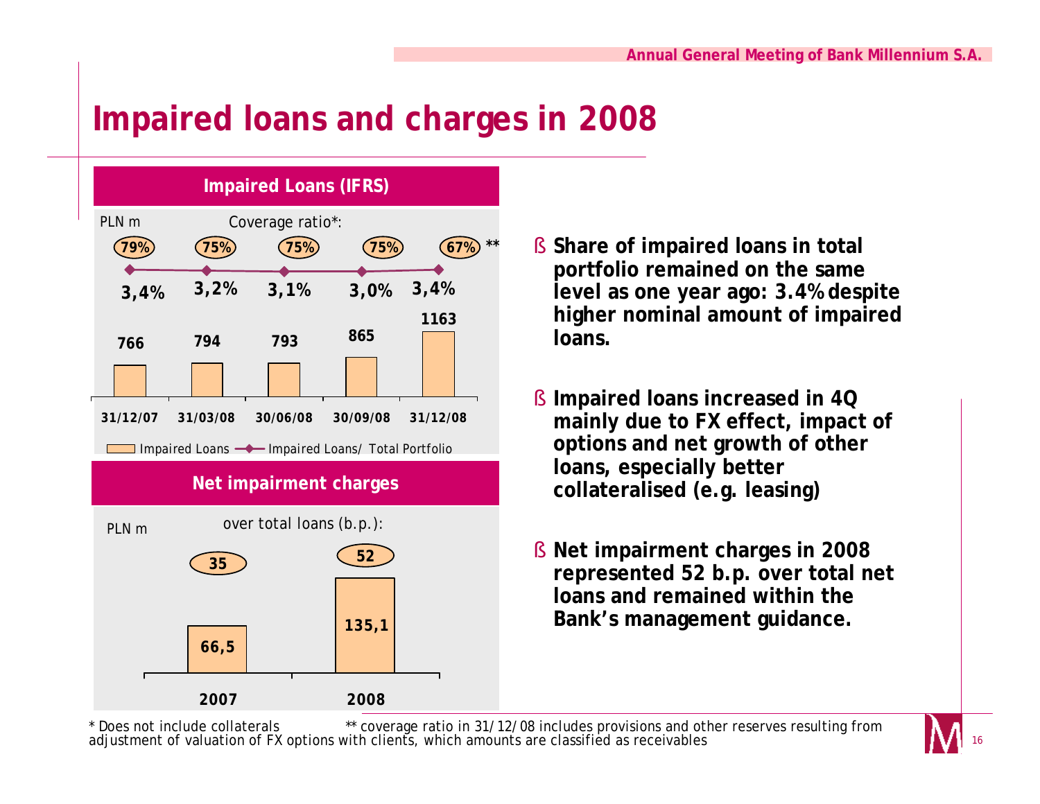# Impaired loans and charges in 2008

## Impaired Loans (IFRS)

PLN m

| | 31/12/07 | 31/03/08 | 30/06/08 | 30/09/08 | 31/12/08 |
|---|---|---|---|---|---|
| Coverage ratio* | 79% | 75% | 75% | 75% | 67% ** |
| Impaired Loans/ Total Portfolio | 3,4% | 3,2% | 3,1% | 3,0% | 3,4% |
| Impaired Loans | 766 | 794 | 793 | 865 | 1163 |

## Net impairment charges

PLN m

| | 2007 | 2008 |
|---|---|---|
| over total loans (b.p.) | 35 | 52 |
| Net impairment charges | 66,5 | 135,1 |

- Share of impaired loans in total portfolio remained on the same level as one year ago: 3.4% despite higher nominal amount of impaired loans.
- Impaired loans increased in 4Q mainly due to FX effect, impact of options and net growth of other loans, especially better collateralised (e.g. leasing)
- Net impairment charges in 2008 represented 52 b.p. over total net loans and remained within the Bank's management guidance.

* Does not include collaterals ** coverage ratio in 31/12/08 includes provisions and other reserves resulting from adjustment of valuation of FX options with clients, which amounts are classified as receivables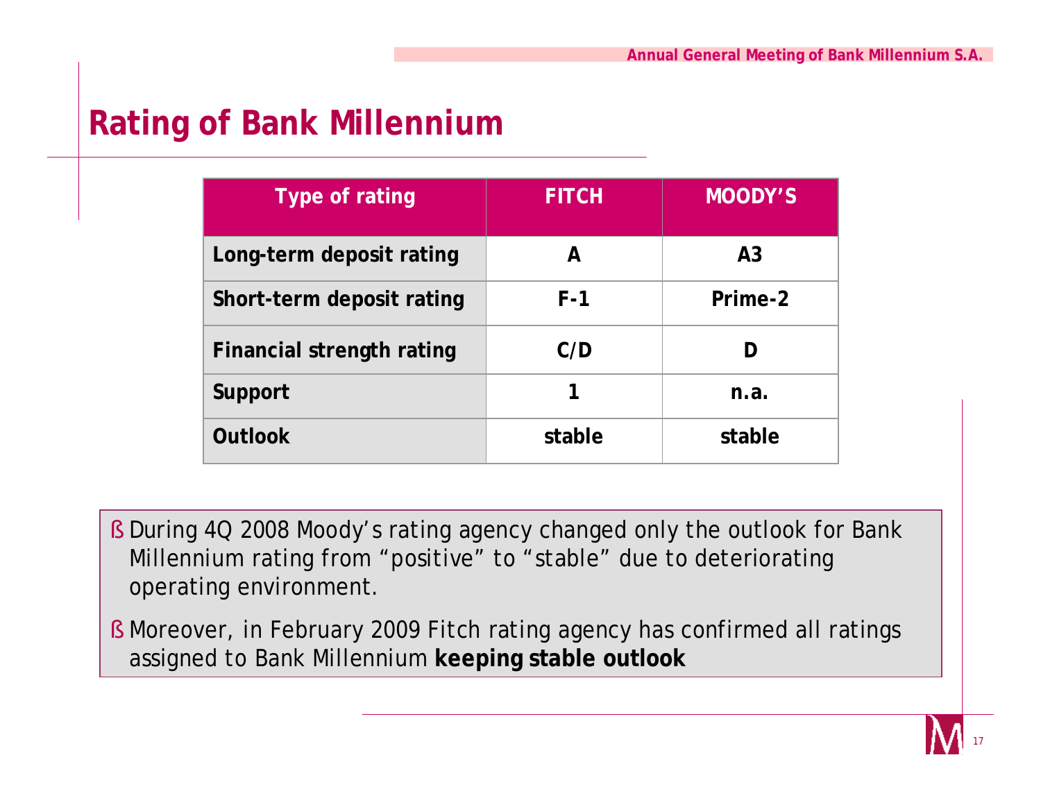# Rating of Bank Millennium

| Type of rating | FITCH | MOODY'S |
|---|---|---|
| Long-term deposit rating | A | A3 |
| Short-term deposit rating | F-1 | Prime-2 |
| Financial strength rating | C/D | D |
| Support | 1 | n.a. |
| Outlook | stable | stable |

- During 4Q 2008 Moody's rating agency changed only the outlook for Bank Millennium rating from "positive" to "stable" due to deteriorating operating environment.
- Moreover, in February 2009 Fitch rating agency has confirmed all ratings assigned to Bank Millennium **keeping stable outlook**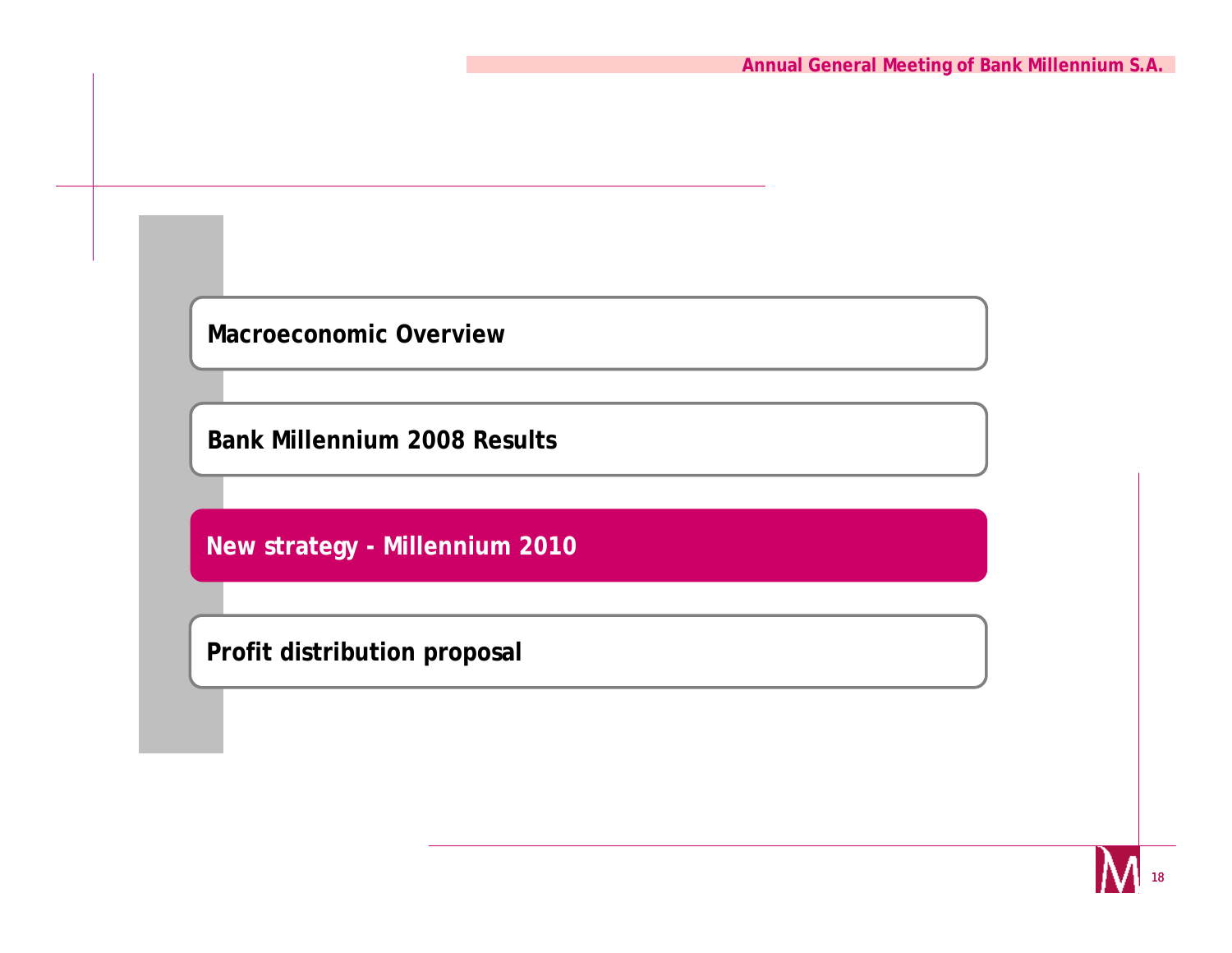- Macroeconomic Overview
- Bank Millennium 2008 Results
- **New strategy - Millennium 2010**
- Profit distribution proposal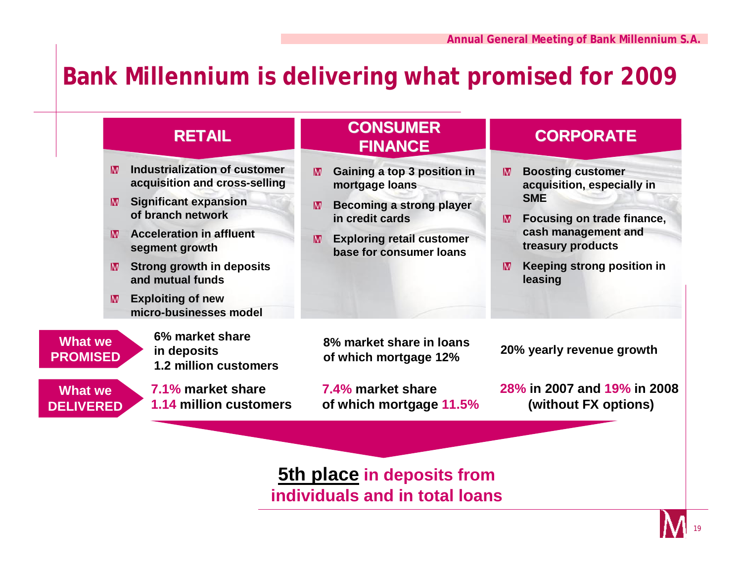# Bank Millennium is delivering what promised for 2009

| | RETAIL | CONSUMER FINANCE | CORPORATE |
|---|---|---|---|
| | Industrialization of customer acquisition and cross-selling; Significant expansion of branch network; Acceleration in affluent segment growth; Strong growth in deposits and mutual funds; Exploiting of new micro-businesses model | Gaining a top 3 position in mortgage loans; Becoming a strong player in credit cards; Exploring retail customer base for consumer loans | Boosting customer acquisition, especially in SME; Focusing on trade finance, cash management and treasury products; Keeping strong position in leasing |
| **What we PROMISED** | 6% market share in deposits 1.2 million customers | 8% market share in loans of which mortgage 12% | 20% yearly revenue growth |
| **What we DELIVERED** | 7.1% market share 1.14 million customers | 7.4% market share of which mortgage 11.5% | 28% in 2007 and 19% in 2008 (without FX options) |

**5th place in deposits from individuals and in total loans**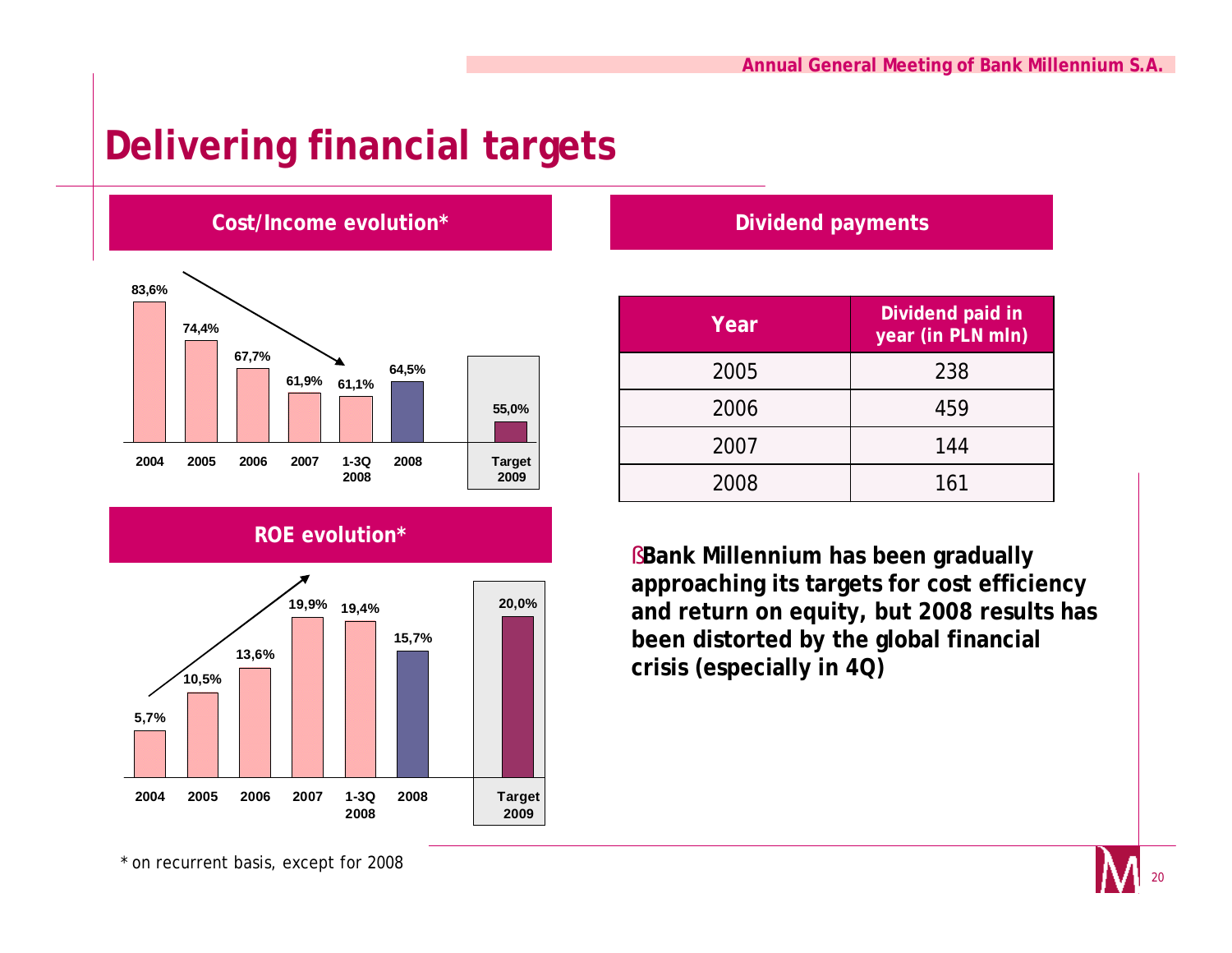# Delivering financial targets

## Cost/Income evolution*

| 2004 | 2005 | 2006 | 2007 | 1-3Q 2008 | 2008 | Target 2009 |
|---|---|---|---|---|---|---|
| 83,6% | 74,4% | 67,7% | 61,9% | 61,1% | 64,5% | 55,0% |

## ROE evolution*

| 2004 | 2005 | 2006 | 2007 | 1-3Q 2008 | 2008 | Target 2009 |
|---|---|---|---|---|---|---|
| 5,7% | 10,5% | 13,6% | 19,9% | 19,4% | 15,7% | 20,0% |

## Dividend payments

| Year | Dividend paid in year (in PLN mln) |
|---|---|
| 2005 | 238 |
| 2006 | 459 |
| 2007 | 144 |
| 2008 | 161 |

- **Bank Millennium has been gradually approaching its targets for cost efficiency and return on equity, but 2008 results has been distorted by the global financial crisis (especially in 4Q)**

\* on recurrent basis, except for 2008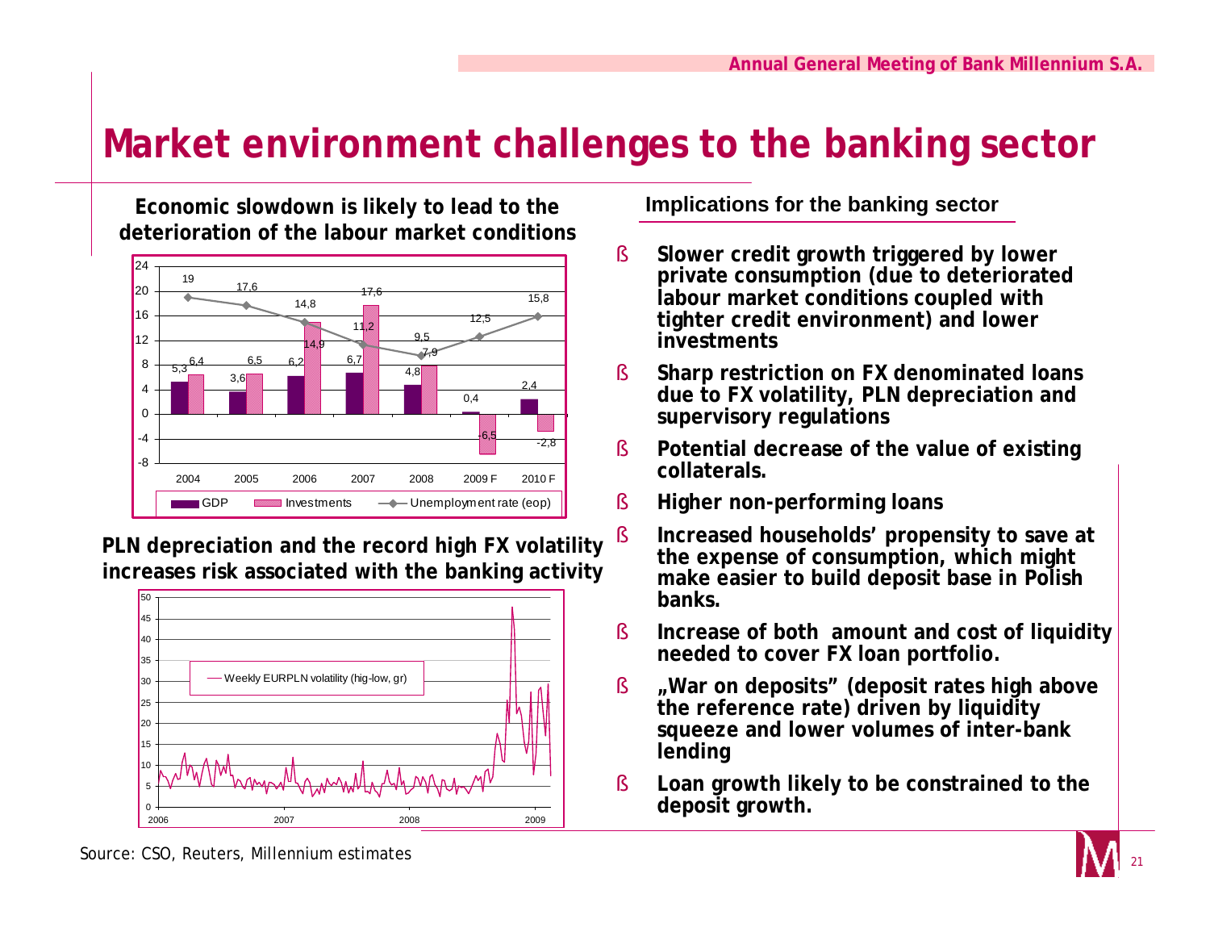# Market environment challenges to the banking sector

**Economic slowdown is likely to lead to the deterioration of the labour market conditions**

| | 2004 | 2005 | 2006 | 2007 | 2008 | 2009 F | 2010 F |
|---|---|---|---|---|---|---|---|
| GDP | 5,3 | 3,6 | 6,2 | 6,7 | 4,8 | 0,4 | 2,4 |
| Investments | 6,4 | 6,5 | 14,9 | 17,6 | 7,9 | -6,5 | -2,8 |
| Unemployment rate (eop) | 19 | 17,6 | 14,8 | 11,2 | 9,5 | 12,5 | 15,8 |

**PLN depreciation and the record high FX volatility increases risk associated with the banking activity**

Weekly EURPLN volatility (hig-low, gr)

## Implications for the banking sector

- **Slower credit growth triggered by lower private consumption (due to deteriorated labour market conditions coupled with tighter credit environment) and lower investments**
- **Sharp restriction on FX denominated loans due to FX volatility, PLN depreciation and supervisory regulations**
- **Potential decrease of the value of existing collaterals.**
- **Higher non-performing loans**
- **Increased households' propensity to save at the expense of consumption, which might make easier to build deposit base in Polish banks.**
- **Increase of both amount and cost of liquidity needed to cover FX loan portfolio.**
- **„War on deposits" (deposit rates high above the reference rate) driven by liquidity squeeze and lower volumes of inter-bank lending**
- **Loan growth likely to be constrained to the deposit growth.**

Source: CSO, Reuters, Millennium estimates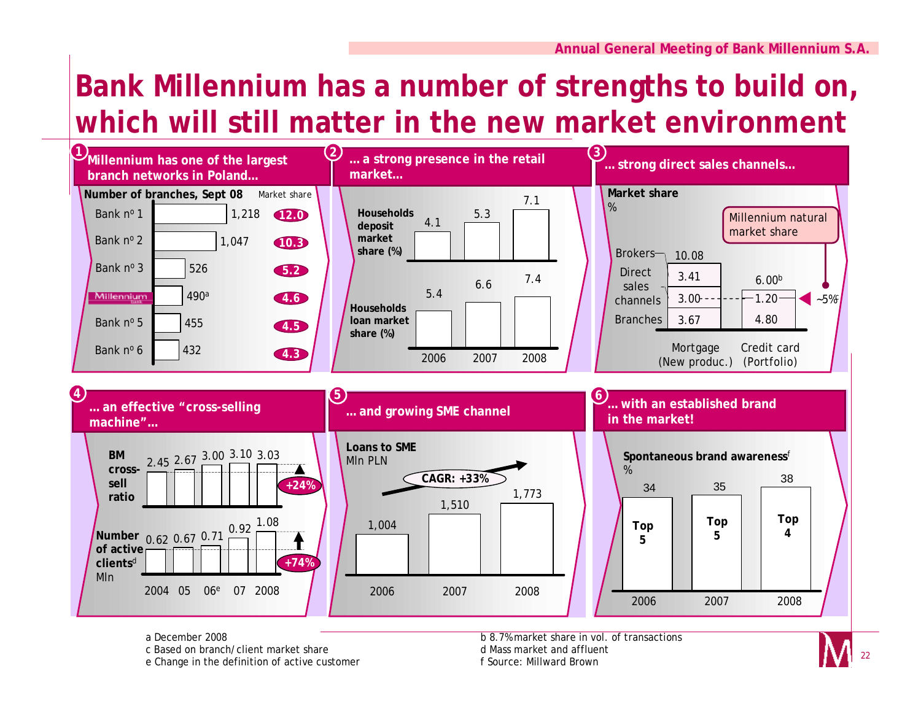# Bank Millennium has a number of strengths to build on, which will still matter in the new market environment

## 1 Millennium has one of the largest branch networks in Poland…

**Number of branches, Sept 08**

| Bank | Number of branches | Market share |
|---|---|---|
| Bank nº 1 | 1,218 | 12.0 |
| Bank nº 2 | 1,047 | 10.3 |
| Bank nº 3 | 526 | 5.2 |
| Millennium | 490[a] | 4.6 |
| Bank nº 5 | 455 | 4.5 |
| Bank nº 6 | 432 | 4.3 |

## 2 … a strong presence in the retail market…

| | 2006 | 2007 | 2008 |
|---|---|---|---|
| Households deposit market share (%) | 4.1 | 5.3 | 7.1 |
| Households loan market share (%) | 5.4 | 6.6 | 7.4 |

## 3 … strong direct sales channels…

**Market share**
%

| | Mortgage (New produc.) | Credit card (Portfolio) |
|---|---|---|
| Brokers | 10.08 | |
| Direct sales channels | 3.41 | 6.00[b] |
| Branches | 3.00 | 1.20 |
| | 3.67 | 4.80 |

Millennium natural market share: ~5%[c]

## 4 … an effective "cross-selling machine"…

| | 2004 | 05 | 06[e] | 07 | 2008 | Change |
|---|---|---|---|---|---|---|
| BM cross-sell ratio | 2.45 | 2.67 | 3.00 | 3.10 | 3.03 | +24% |
| Number of active clients[d] Mln | 0.62 | 0.67 | 0.71 | 0.92 | 1.08 | +74% |

## 5 … and growing SME channel

**Loans to SME**
Mln PLN

| 2006 | 2007 | 2008 |
|---|---|---|
| 1,004 | 1,510 | 1,773 |

CAGR: +33%

## 6 … with an established brand in the market!

**Spontaneous brand awareness[f]**
%

| | 2006 | 2007 | 2008 |
|---|---|---|---|
| Awareness | 34 | 35 | 38 |
| Position | Top 5 | Top 5 | Top 4 |

a December 2008
b 8.7% market share in vol. of transactions
c Based on branch/client market share
d Mass market and affluent
e Change in the definition of active customer
f Source: Millward Brown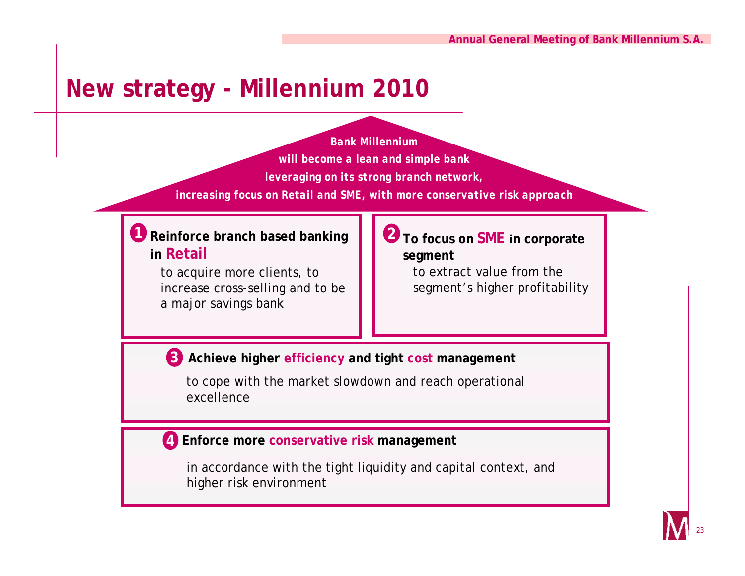# New strategy - Millennium 2010

**Bank Millennium**
***will become a lean and simple bank***
***leveraging on its strong branch network,***
***increasing focus on Retail and SME, with more conservative risk approach***

**1 Reinforce branch based banking in Retail**

to acquire more clients, to increase cross-selling and to be a major savings bank

**2 To focus on SME in corporate segment**

to extract value from the segment's higher profitability

**3 Achieve higher efficiency and tight cost management**

to cope with the market slowdown and reach operational excellence

**4 Enforce more conservative risk management**

in accordance with the tight liquidity and capital context, and higher risk environment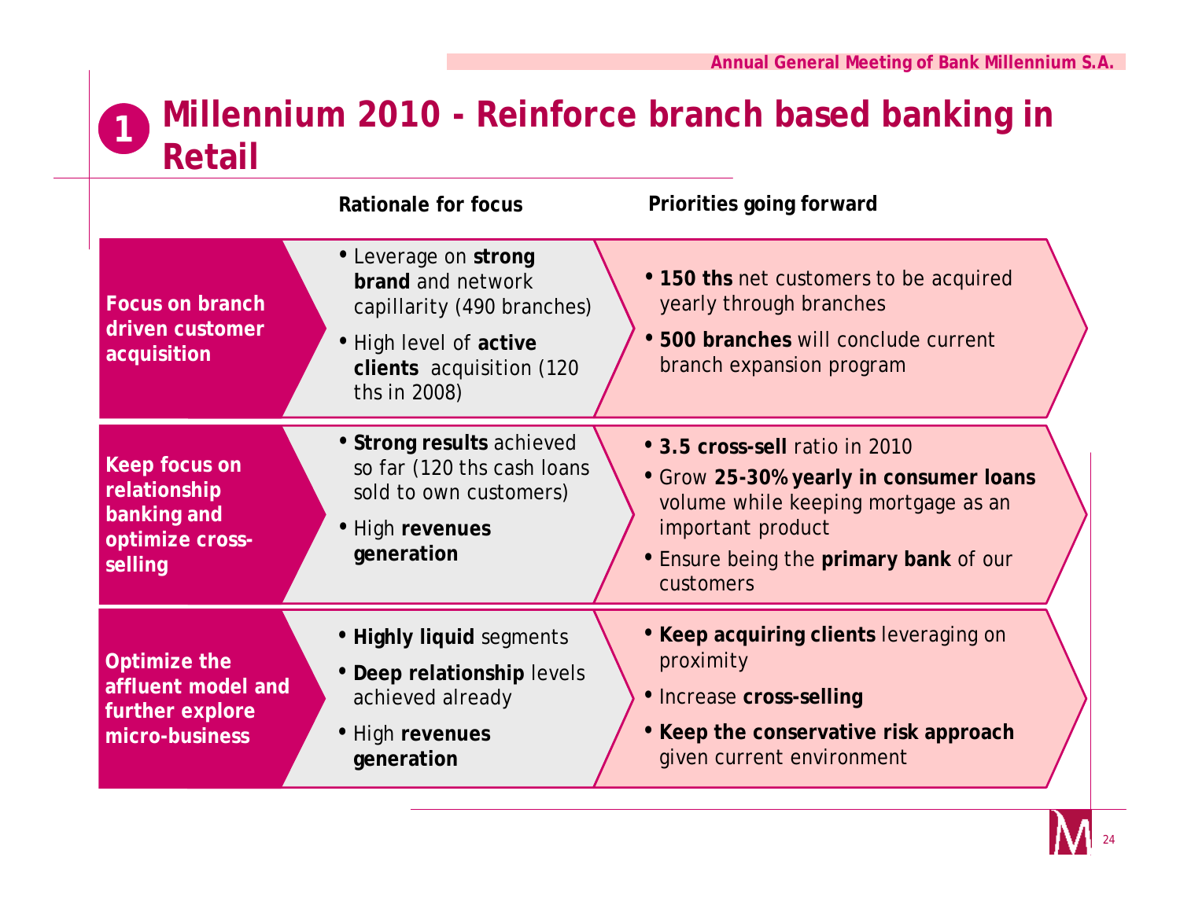# 1 Millennium 2010 - Reinforce branch based banking in Retail

| | Rationale for focus | Priorities going forward |
|---|---|---|
| **Focus on branch driven customer acquisition** | • Leverage on **strong brand** and network capillarity (490 branches)<br>• High level of **active clients** acquisition (120 ths in 2008) | • **150 ths** net customers to be acquired yearly through branches<br>• **500 branches** will conclude current branch expansion program |
| **Keep focus on relationship banking and optimize cross-selling** | • **Strong results** achieved so far (120 ths cash loans sold to own customers)<br>• High **revenues generation** | • **3.5 cross-sell** ratio in 2010<br>• Grow **25-30% yearly in consumer loans** volume while keeping mortgage as an important product<br>• Ensure being the **primary bank** of our customers |
| **Optimize the affluent model and further explore micro-business** | • **Highly liquid** segments<br>• **Deep relationship** levels achieved already<br>• High **revenues generation** | • **Keep acquiring clients** leveraging on proximity<br>• Increase **cross-selling**<br>• **Keep the conservative risk approach** given current environment |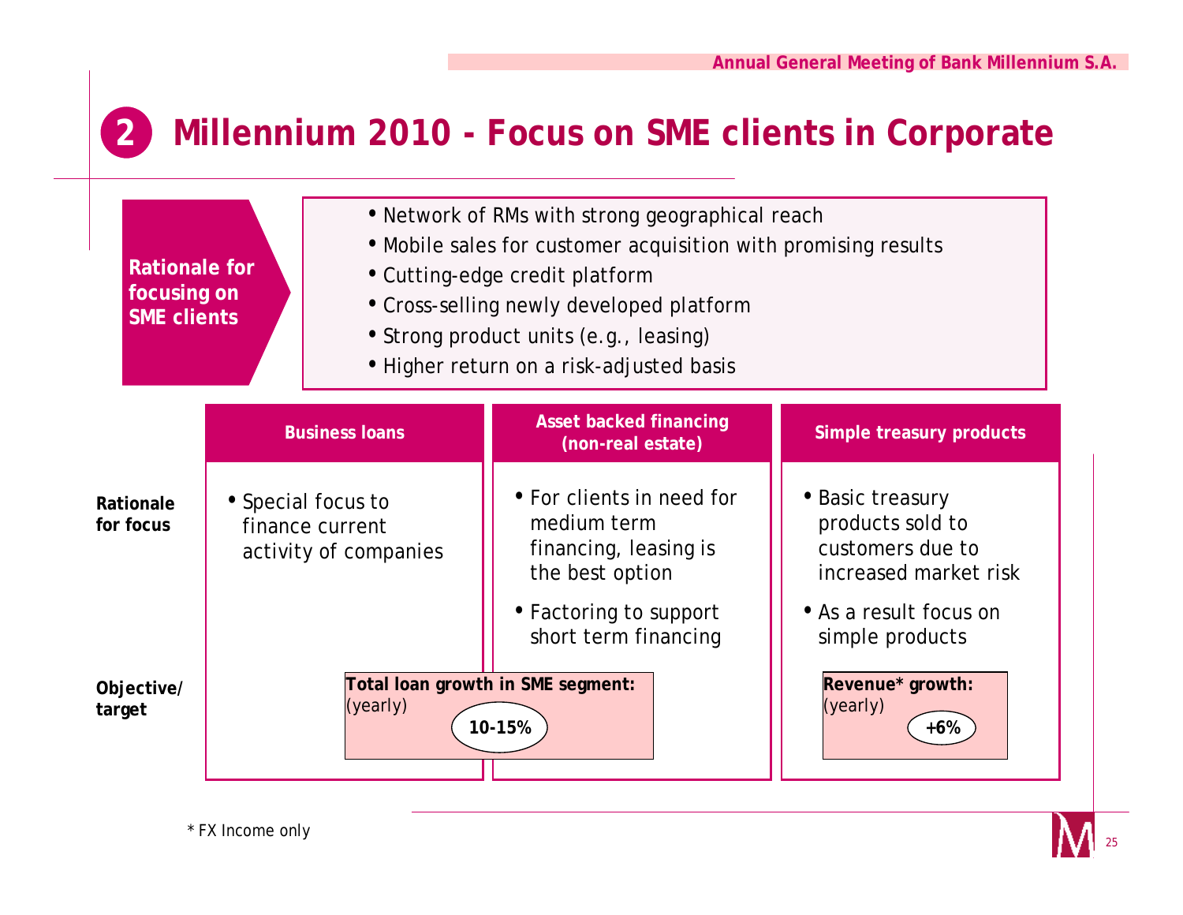# 2 Millennium 2010 - Focus on SME clients in Corporate

**Rationale for focusing on SME clients**

- Network of RMs with strong geographical reach
- Mobile sales for customer acquisition with promising results
- Cutting-edge credit platform
- Cross-selling newly developed platform
- Strong product units (e.g., leasing)
- Higher return on a risk-adjusted basis

| | Business loans | Asset backed financing (non-real estate) | Simple treasury products |
|---|---|---|---|
| **Rationale for focus** | • Special focus to finance current activity of companies | • For clients in need for medium term financing, leasing is the best option<br>• Factoring to support short term financing | • Basic treasury products sold to customers due to increased market risk<br>• As a result focus on simple products |
| **Objective/ target** | **Total loan growth in SME segment:** (yearly) **10-15%** | | **Revenue* growth:** (yearly) **+6%** |

\* FX Income only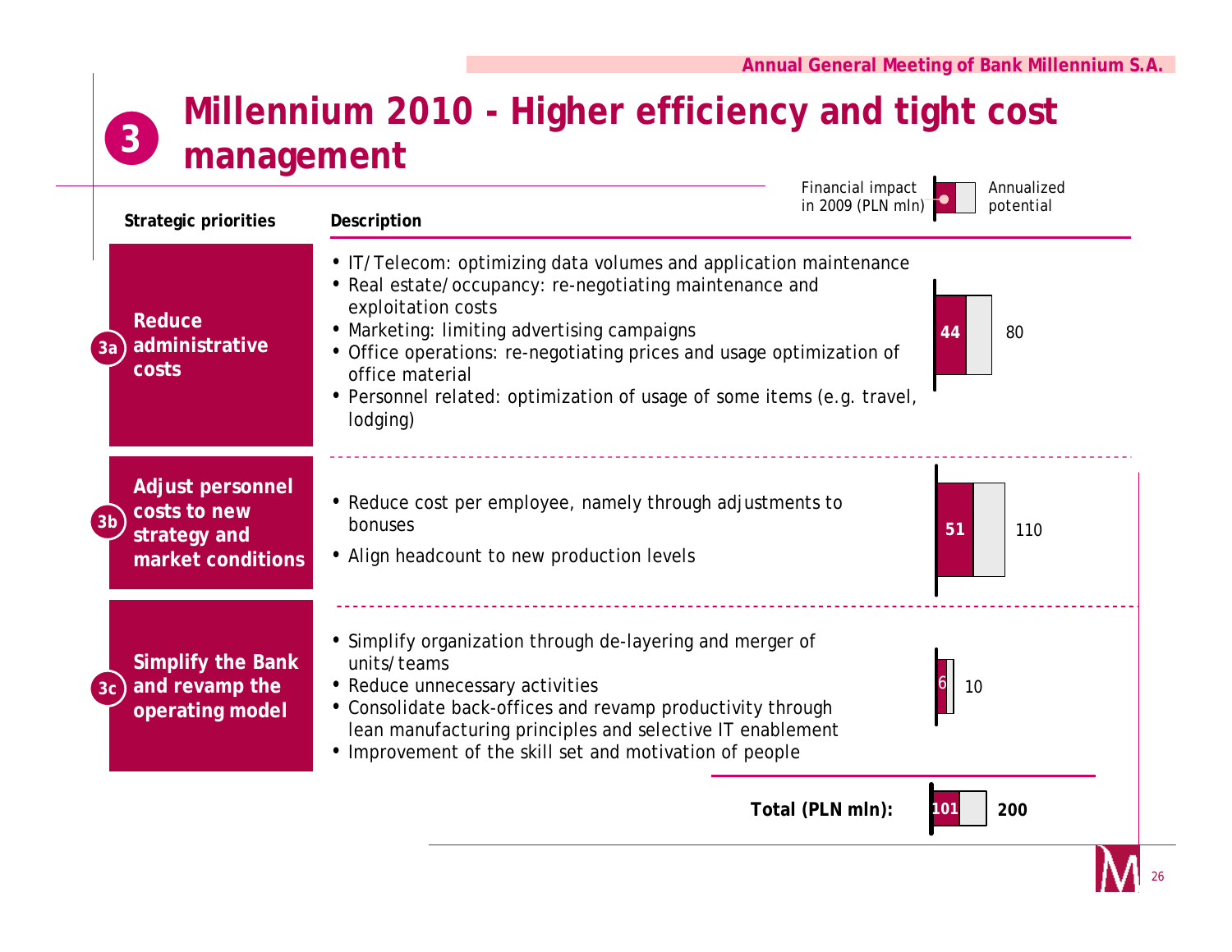# 3 Millennium 2010 - Higher efficiency and tight cost management

Financial impact in 2009 (PLN mln) / Annualized potential

| | Strategic priorities | Description | Financial impact in 2009 (PLN mln) | Annualized potential |
|---|---|---|---|---|
| 3a | Reduce administrative costs | • IT/Telecom: optimizing data volumes and application maintenance<br>• Real estate/occupancy: re-negotiating maintenance and exploitation costs<br>• Marketing: limiting advertising campaigns<br>• Office operations: re-negotiating prices and usage optimization of office material<br>• Personnel related: optimization of usage of some items (e.g. travel, lodging) | 44 | 80 |
| 3b | Adjust personnel costs to new strategy and market conditions | • Reduce cost per employee, namely through adjustments to bonuses<br>• Align headcount to new production levels | 51 | 110 |
| 3c | Simplify the Bank and revamp the operating model | • Simplify organization through de-layering and merger of units/teams<br>• Reduce unnecessary activities<br>• Consolidate back-offices and revamp productivity through lean manufacturing principles and selective IT enablement<br>• Improvement of the skill set and motivation of people | 6 | 10 |

**Total (PLN mln):** 101 / **200**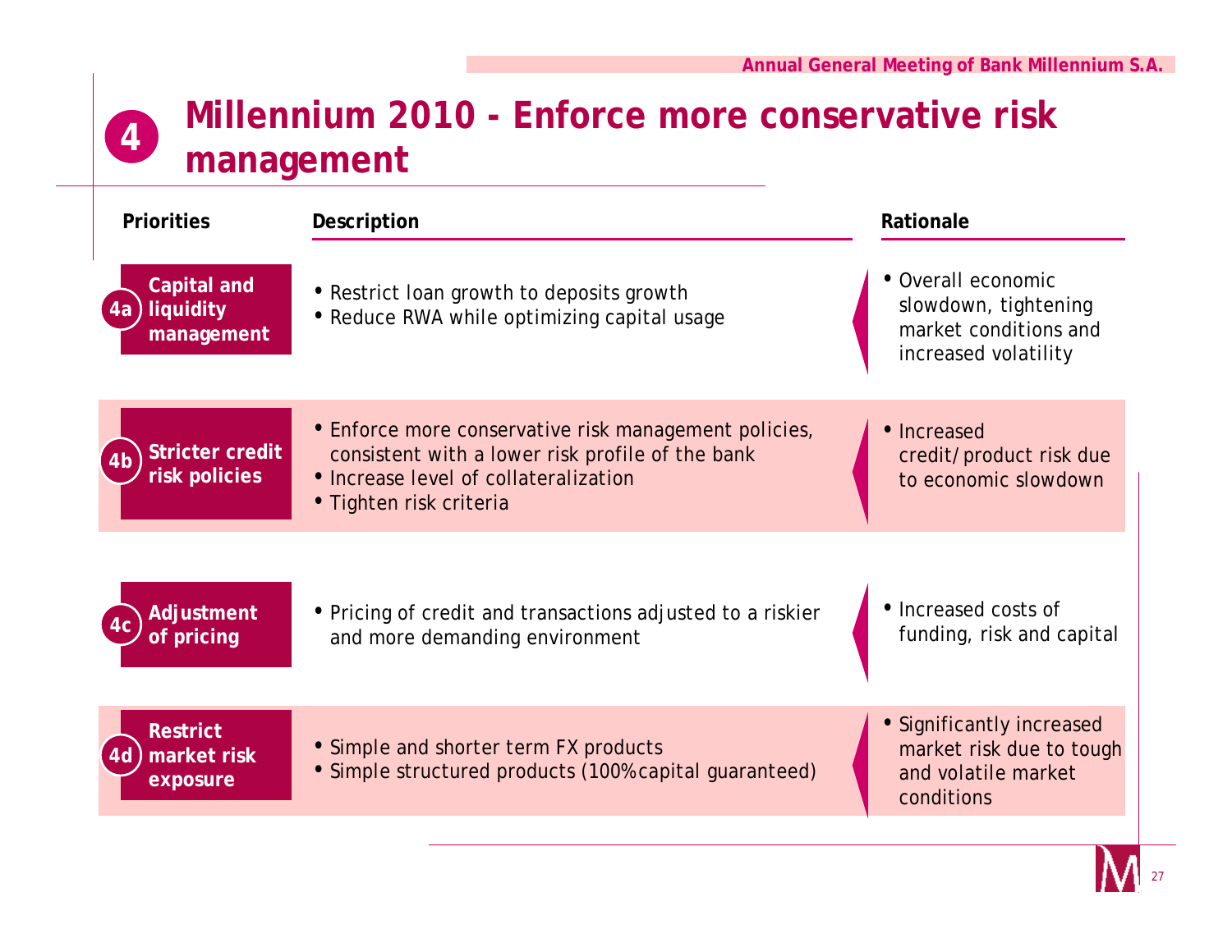# 4 Millennium 2010 - Enforce more conservative risk management

| Priorities | Description | Rationale |
|---|---|---|
| 4a Capital and liquidity management | • Restrict loan growth to deposits growth<br>• Reduce RWA while optimizing capital usage | • Overall economic slowdown, tightening market conditions and increased volatility |
| 4b Stricter credit risk policies | • Enforce more conservative risk management policies, consistent with a lower risk profile of the bank<br>• Increase level of collateralization<br>• Tighten risk criteria | • Increased credit/product risk due to economic slowdown |
| 4c Adjustment of pricing | • Pricing of credit and transactions adjusted to a riskier and more demanding environment | • Increased costs of funding, risk and capital |
| 4d Restrict market risk exposure | • Simple and shorter term FX products<br>• Simple structured products (100% capital guaranteed) | • Significantly increased market risk due to tough and volatile market conditions |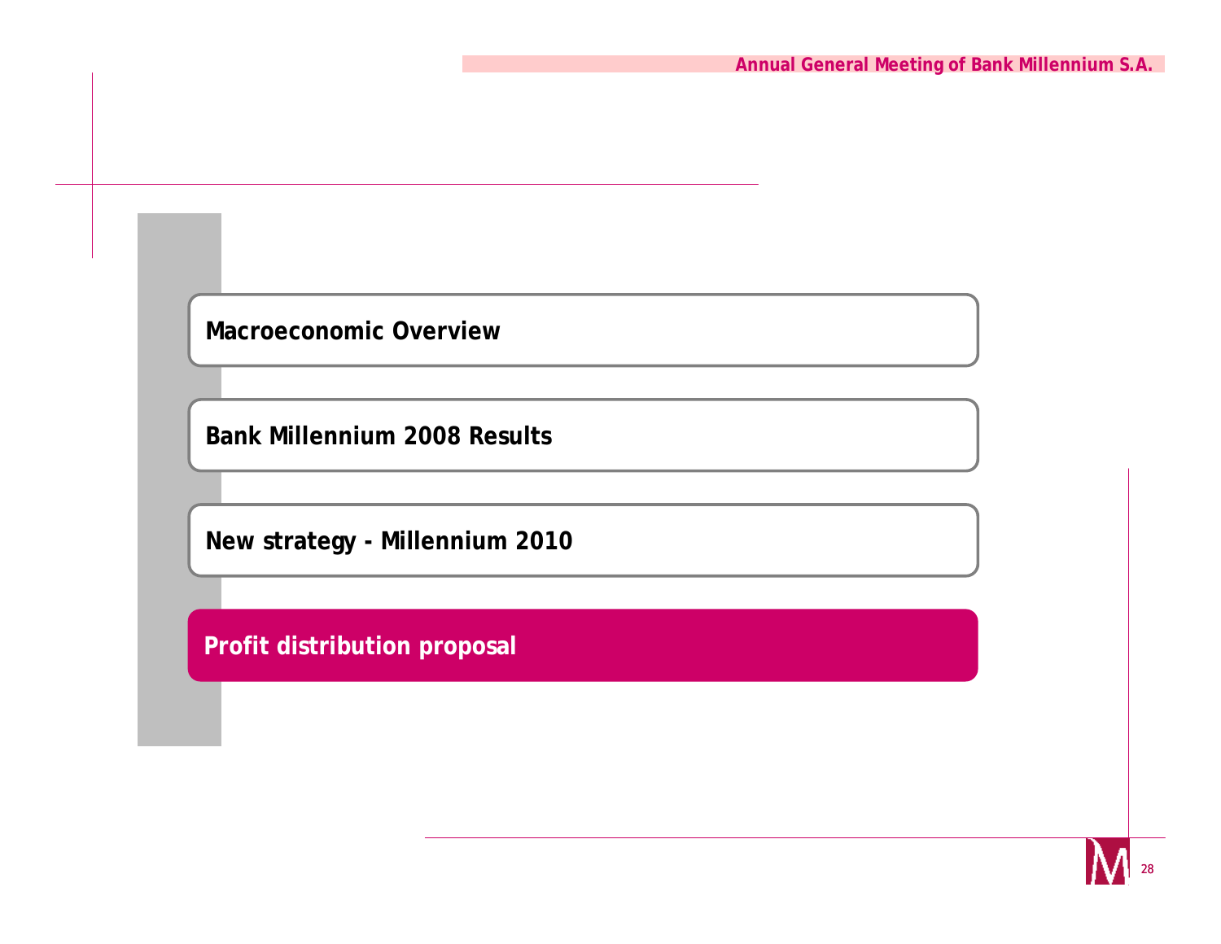- Macroeconomic Overview
- Bank Millennium 2008 Results
- New strategy - Millennium 2010
- **Profit distribution proposal**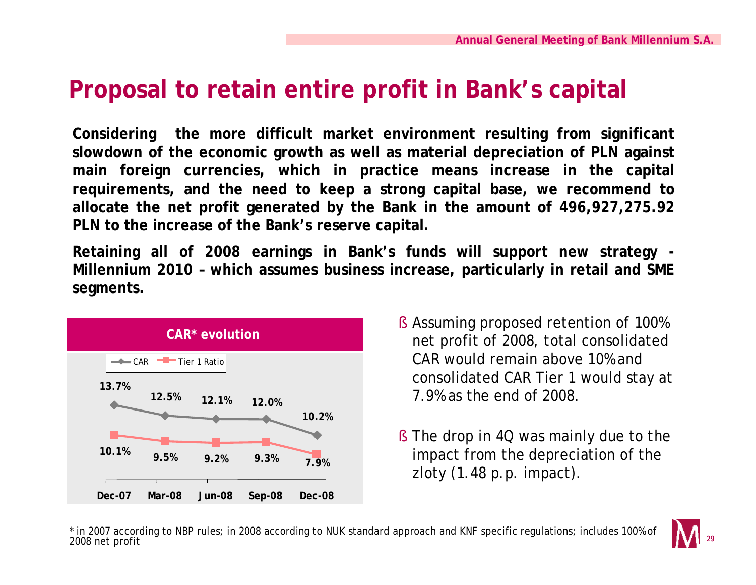# Proposal to retain entire profit in Bank's capital

**Considering the more difficult market environment resulting from significant slowdown of the economic growth as well as material depreciation of PLN against main foreign currencies, which in practice means increase in the capital requirements, and the need to keep a strong capital base, we recommend to allocate the net profit generated by the Bank in the amount of 496,927,275.92 PLN to the increase of the Bank's reserve capital.**

**Retaining all of 2008 earnings in Bank's funds will support new strategy - Millennium 2010 – which assumes business increase, particularly in retail and SME segments.**

**CAR\* evolution**

| | Dec-07 | Mar-08 | Jun-08 | Sep-08 | Dec-08 |
|---|---|---|---|---|---|
| CAR | 13.7% | 12.5% | 12.1% | 12.0% | 10.2% |
| Tier 1 Ratio | 10.1% | 9.5% | 9.2% | 9.3% | 7.9% |

- Assuming proposed retention of 100% net profit of 2008, total consolidated CAR would remain above 10% and consolidated CAR Tier 1 would stay at 7.9% as the end of 2008.
- The drop in 4Q was mainly due to the impact from the depreciation of the zloty (1.48 p.p. impact).

\* in 2007 according to NBP rules; in 2008 according to NUK standard approach and KNF specific regulations; includes 100% of 2008 net profit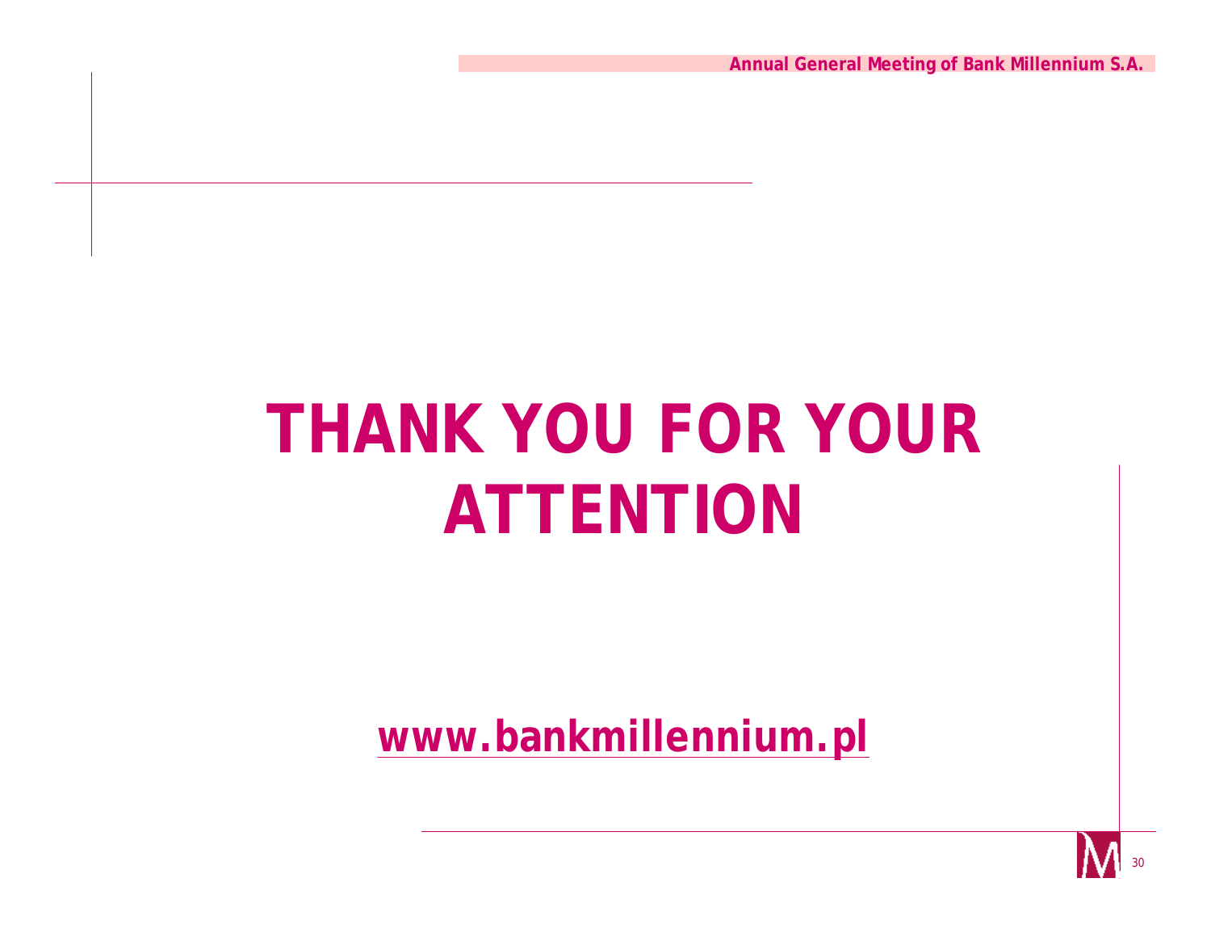# THANK YOU FOR YOUR ATTENTION

**www.bankmillennium.pl**